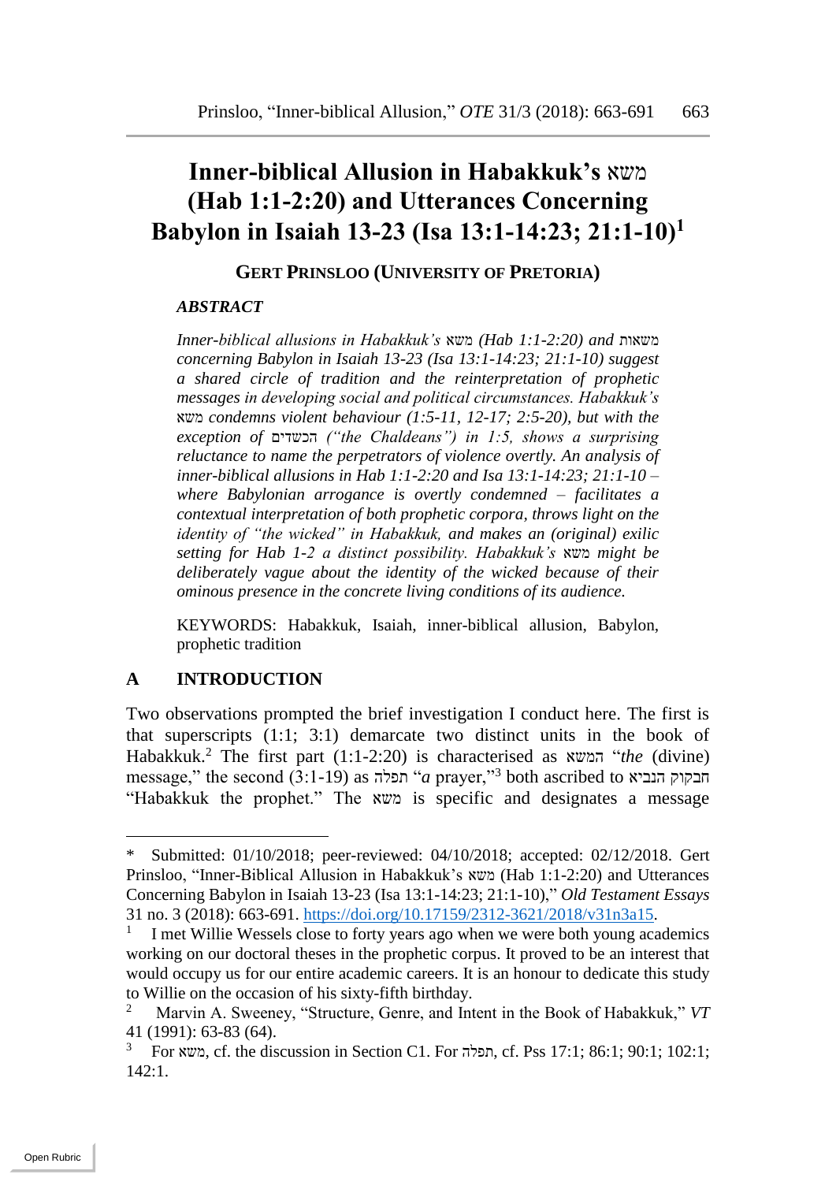# Inner-biblical Allusion in Habakkuk's משא (Hab 1:1-2:20) and Utterances Concerning Babylon in Isaiah 13-23 (Isa 13:1-14:23; 21:1-10)[1]

**GERT PRINSLOO (UNIVERSITY OF PRETORIA)**

***ABSTRACT***

*Inner-biblical allusions in Habakkuk's* משא *(Hab 1:1-2:20) and* משאות *concerning Babylon in Isaiah 13-23 (Isa 13:1-14:23; 21:1-10) suggest a shared circle of tradition and the reinterpretation of prophetic messages in developing social and political circumstances. Habakkuk's* משא *condemns violent behaviour (1:5-11, 12-17; 2:5-20), but with the exception of* הכשדים *("the Chaldeans") in 1:5, shows a surprising reluctance to name the perpetrators of violence overtly. An analysis of inner-biblical allusions in Hab 1:1-2:20 and Isa 13:1-14:23; 21:1-10 – where Babylonian arrogance is overtly condemned – facilitates a contextual interpretation of both prophetic corpora, throws light on the identity of "the wicked" in Habakkuk, and makes an (original) exilic setting for Hab 1-2 a distinct possibility. Habakkuk's* משא *might be deliberately vague about the identity of the wicked because of their ominous presence in the concrete living conditions of its audience.*

KEYWORDS: Habakkuk, Isaiah, inner-biblical allusion, Babylon, prophetic tradition

## A INTRODUCTION

Two observations prompted the brief investigation I conduct here. The first is that superscripts (1:1; 3:1) demarcate two distinct units in the book of Habakkuk.[2] The first part (1:1-2:20) is characterised as המשא "*the* (divine) message," the second (3:1-19) as תפלה "*a* prayer,"[3] both ascribed to חבקוק הנביא "Habakkuk the prophet." The משא is specific and designates a message

---

\* Submitted: 01/10/2018; peer-reviewed: 04/10/2018; accepted: 02/12/2018. Gert Prinsloo, "Inner-Biblical Allusion in Habakkuk's משא (Hab 1:1-2:20) and Utterances Concerning Babylon in Isaiah 13-23 (Isa 13:1-14:23; 21:1-10)," *Old Testament Essays* 31 no. 3 (2018): 663-691. https://doi.org/10.17159/2312-3621/2018/v31n3a15.

[1] I met Willie Wessels close to forty years ago when we were both young academics working on our doctoral theses in the prophetic corpus. It proved to be an interest that would occupy us for our entire academic careers. It is an honour to dedicate this study to Willie on the occasion of his sixty-fifth birthday.

[2] Marvin A. Sweeney, "Structure, Genre, and Intent in the Book of Habakkuk," *VT* 41 (1991): 63-83 (64).

[3] For משא, cf. the discussion in Section C1. For תפלה, cf. Pss 17:1; 86:1; 90:1; 102:1; 142:1.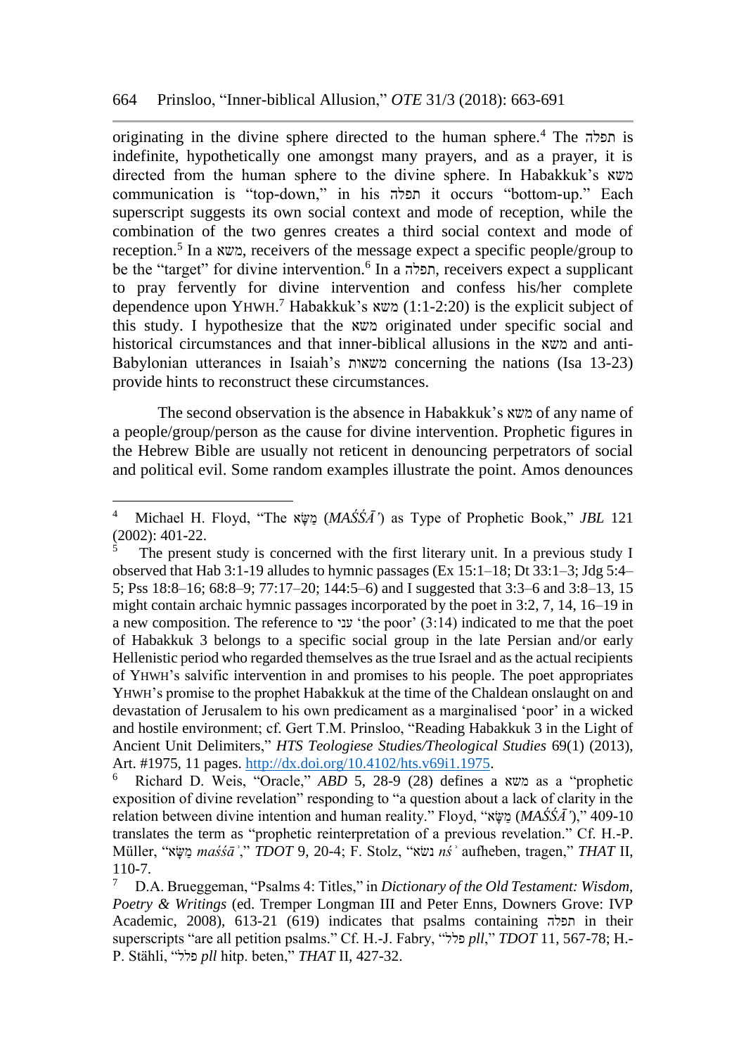originating in the divine sphere directed to the human sphere.[4] The תפלה is indefinite, hypothetically one amongst many prayers, and as a prayer, it is directed from the human sphere to the divine sphere. In Habakkuk's משא communication is "top-down," in his תפלה it occurs "bottom-up." Each superscript suggests its own social context and mode of reception, while the combination of the two genres creates a third social context and mode of reception.[5] In a משא, receivers of the message expect a specific people/group to be the "target" for divine intervention.[6] In a תפלה, receivers expect a supplicant to pray fervently for divine intervention and confess his/her complete dependence upon YHWH.[7] Habakkuk's משא (1:1-2:20) is the explicit subject of this study. I hypothesize that the משא originated under specific social and historical circumstances and that inner-biblical allusions in the משא and anti-Babylonian utterances in Isaiah's משאות concerning the nations (Isa 13-23) provide hints to reconstruct these circumstances.

The second observation is the absence in Habakkuk's משא of any name of a people/group/person as the cause for divine intervention. Prophetic figures in the Hebrew Bible are usually not reticent in denouncing perpetrators of social and political evil. Some random examples illustrate the point. Amos denounces

---

[4] Michael H. Floyd, "The מַשָּׂא (*MAŚŚĀ'*) as Type of Prophetic Book," *JBL* 121 (2002): 401-22.

[5] The present study is concerned with the first literary unit. In a previous study I observed that Hab 3:1-19 alludes to hymnic passages (Ex 15:1–18; Dt 33:1–3; Jdg 5:4–5; Pss 18:8–16; 68:8–9; 77:17–20; 144:5–6) and I suggested that 3:3–6 and 3:8–13, 15 might contain archaic hymnic passages incorporated by the poet in 3:2, 7, 14, 16–19 in a new composition. The reference to עני 'the poor' (3:14) indicated to me that the poet of Habakkuk 3 belongs to a specific social group in the late Persian and/or early Hellenistic period who regarded themselves as the true Israel and as the actual recipients of YHWH's salvific intervention in and promises to his people. The poet appropriates YHWH's promise to the prophet Habakkuk at the time of the Chaldean onslaught on and devastation of Jerusalem to his own predicament as a marginalised 'poor' in a wicked and hostile environment; cf. Gert T.M. Prinsloo, "Reading Habakkuk 3 in the Light of Ancient Unit Delimiters," *HTS Teologiese Studies/Theological Studies* 69(1) (2013), Art. #1975, 11 pages. http://dx.doi.org/10.4102/hts.v69i1.1975.

[6] Richard D. Weis, "Oracle," *ABD* 5, 28-9 (28) defines a משא as a "prophetic exposition of divine revelation" responding to "a question about a lack of clarity in the relation between divine intention and human reality." Floyd, "מַשָּׂא (*MAŚŚĀ'*)," 409-10 translates the term as "prophetic reinterpretation of a previous revelation." Cf. H.-P. Müller, "מַשָּׂא *maśśāʾ*," *TDOT* 9, 20-4; F. Stolz, "נשׂא *nśʾ* aufheben, tragen," *THAT* II, 110-7.

[7] D.A. Brueggeman, "Psalms 4: Titles," in *Dictionary of the Old Testament: Wisdom, Poetry & Writings* (ed. Tremper Longman III and Peter Enns, Downers Grove: IVP Academic, 2008), 613-21 (619) indicates that psalms containing תפלה in their superscripts "are all petition psalms." Cf. H.-J. Fabry, "פלל *pll*," *TDOT* 11, 567-78; H.-P. Stähli, "פלל *pll* hitp. beten," *THAT* II, 427-32.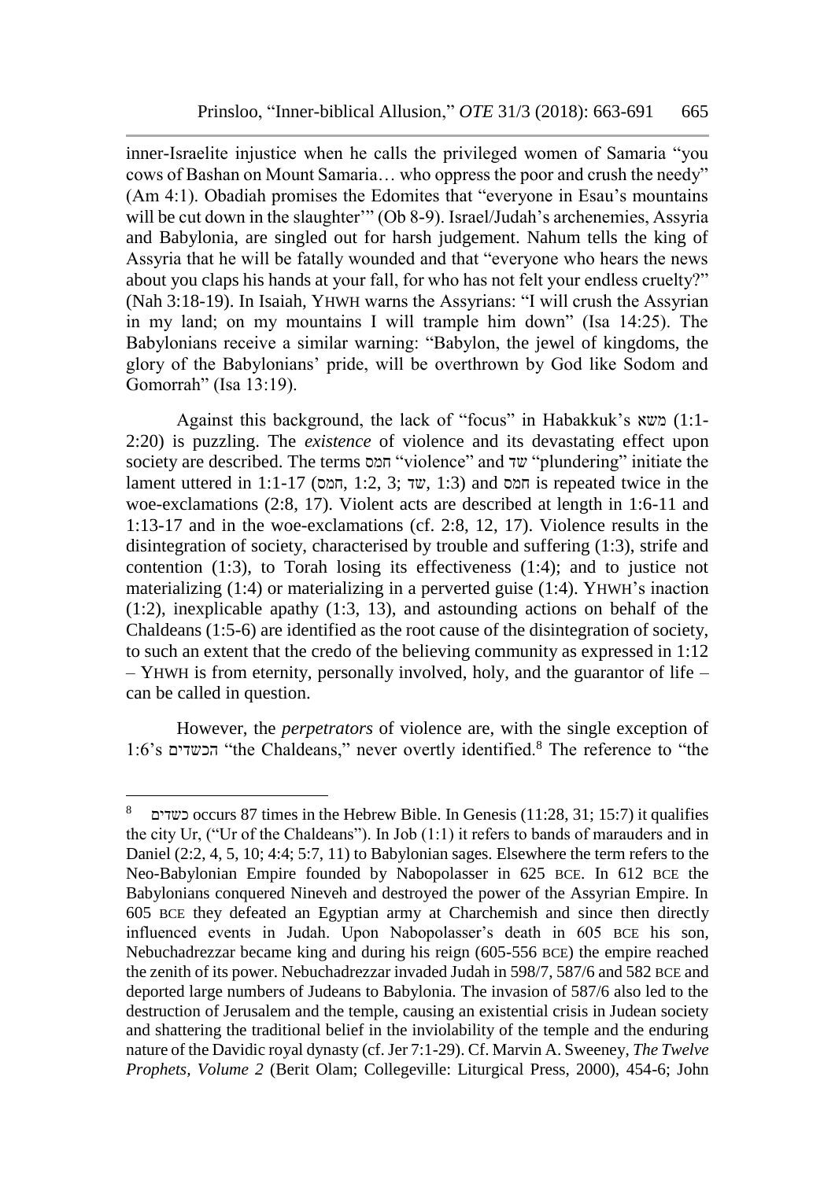inner-Israelite injustice when he calls the privileged women of Samaria "you cows of Bashan on Mount Samaria… who oppress the poor and crush the needy" (Am 4:1). Obadiah promises the Edomites that "everyone in Esau's mountains will be cut down in the slaughter'" (Ob 8-9). Israel/Judah's archenemies, Assyria and Babylonia, are singled out for harsh judgement. Nahum tells the king of Assyria that he will be fatally wounded and that "everyone who hears the news about you claps his hands at your fall, for who has not felt your endless cruelty?" (Nah 3:18-19). In Isaiah, YHWH warns the Assyrians: "I will crush the Assyrian in my land; on my mountains I will trample him down" (Isa 14:25). The Babylonians receive a similar warning: "Babylon, the jewel of kingdoms, the glory of the Babylonians' pride, will be overthrown by God like Sodom and Gomorrah" (Isa 13:19).

Against this background, the lack of "focus" in Habakkuk's משא (1:1-2:20) is puzzling. The *existence* of violence and its devastating effect upon society are described. The terms חמס "violence" and שד "plundering" initiate the lament uttered in 1:1-17 (חמס, 1:2, 3; שד, 1:3) and חמס is repeated twice in the woe-exclamations (2:8, 17). Violent acts are described at length in 1:6-11 and 1:13-17 and in the woe-exclamations (cf. 2:8, 12, 17). Violence results in the disintegration of society, characterised by trouble and suffering (1:3), strife and contention (1:3), to Torah losing its effectiveness (1:4); and to justice not materializing (1:4) or materializing in a perverted guise (1:4). YHWH's inaction (1:2), inexplicable apathy (1:3, 13), and astounding actions on behalf of the Chaldeans (1:5-6) are identified as the root cause of the disintegration of society, to such an extent that the credo of the believing community as expressed in 1:12 – YHWH is from eternity, personally involved, holy, and the guarantor of life – can be called in question.

However, the *perpetrators* of violence are, with the single exception of 1:6's הכשדים "the Chaldeans," never overtly identified.[8] The reference to "the

---

[8] כשדים occurs 87 times in the Hebrew Bible. In Genesis (11:28, 31; 15:7) it qualifies the city Ur, ("Ur of the Chaldeans"). In Job (1:1) it refers to bands of marauders and in Daniel (2:2, 4, 5, 10; 4:4; 5:7, 11) to Babylonian sages. Elsewhere the term refers to the Neo-Babylonian Empire founded by Nabopolasser in 625 BCE. In 612 BCE the Babylonians conquered Nineveh and destroyed the power of the Assyrian Empire. In 605 BCE they defeated an Egyptian army at Charchemish and since then directly influenced events in Judah. Upon Nabopolasser's death in 605 BCE his son, Nebuchadrezzar became king and during his reign (605-556 BCE) the empire reached the zenith of its power. Nebuchadrezzar invaded Judah in 598/7, 587/6 and 582 BCE and deported large numbers of Judeans to Babylonia. The invasion of 587/6 also led to the destruction of Jerusalem and the temple, causing an existential crisis in Judean society and shattering the traditional belief in the inviolability of the temple and the enduring nature of the Davidic royal dynasty (cf. Jer 7:1-29). Cf. Marvin A. Sweeney, *The Twelve Prophets, Volume 2* (Berit Olam; Collegeville: Liturgical Press, 2000), 454-6; John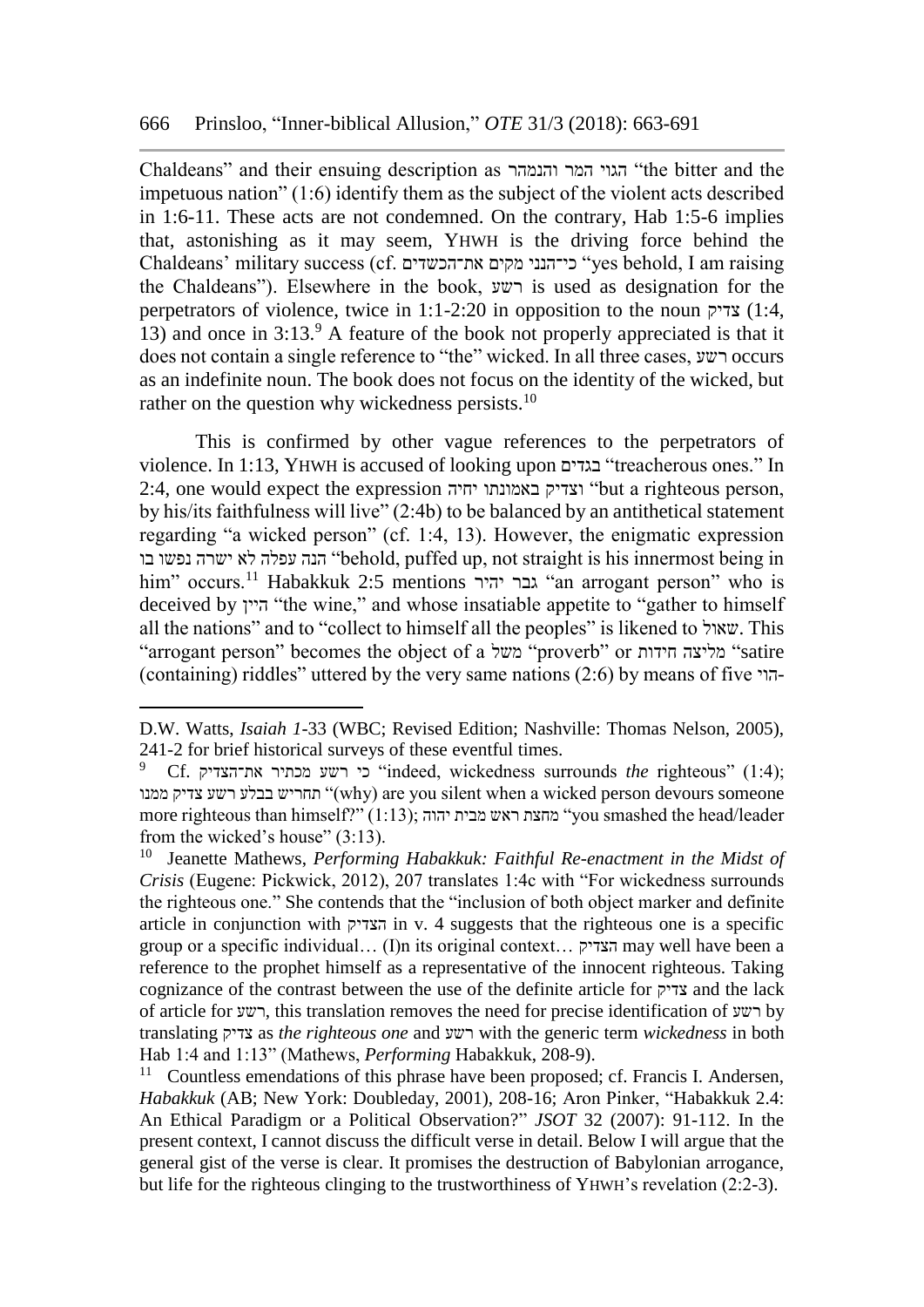Chaldeans" and their ensuing description as הגוי המר והנמהר "the bitter and the impetuous nation" (1:6) identify them as the subject of the violent acts described in 1:6-11. These acts are not condemned. On the contrary, Hab 1:5-6 implies that, astonishing as it may seem, YHWH is the driving force behind the Chaldeans' military success (cf. כי־הנני מקים את־הכשדים "yes behold, I am raising the Chaldeans"). Elsewhere in the book, רשע is used as designation for the perpetrators of violence, twice in 1:1-2:20 in opposition to the noun צדיק (1:4, 13) and once in 3:13.[9] A feature of the book not properly appreciated is that it does not contain a single reference to "the" wicked. In all three cases, רשע occurs as an indefinite noun. The book does not focus on the identity of the wicked, but rather on the question why wickedness persists.[10]

This is confirmed by other vague references to the perpetrators of violence. In 1:13, YHWH is accused of looking upon בגדים "treacherous ones." In 2:4, one would expect the expression וצדיק באמונתו יחיה "but a righteous person, by his/its faithfulness will live" (2:4b) to be balanced by an antithetical statement regarding "a wicked person" (cf. 1:4, 13). However, the enigmatic expression הנה עפלה לא ישרה נפשו בו "behold, puffed up, not straight is his innermost being in him" occurs.[11] Habakkuk 2:5 mentions גבר יהיר "an arrogant person" who is deceived by היין "the wine," and whose insatiable appetite to "gather to himself all the nations" and to "collect to himself all the peoples" is likened to שאול. This "arrogant person" becomes the object of a משל "proverb" or מליצה חידות "satire (containing) riddles" uttered by the very same nations (2:6) by means of five הוי-

---

D.W. Watts, *Isaiah 1-33* (WBC; Revised Edition; Nashville: Thomas Nelson, 2005), 241-2 for brief historical surveys of these eventful times.

[9] Cf. כי רשע מכתיר את־הצדיק "indeed, wickedness surrounds *the* righteous" (1:4); תחריש בבלע רשע צדיק ממנו "(why) are you silent when a wicked person devours someone more righteous than himself?" (1:13); מחצת ראש מבית יהוה "you smashed the head/leader from the wicked's house" (3:13).

[10] Jeanette Mathews, *Performing Habakkuk: Faithful Re-enactment in the Midst of Crisis* (Eugene: Pickwick, 2012), 207 translates 1:4c with "For wickedness surrounds the righteous one." She contends that the "inclusion of both object marker and definite article in conjunction with הצדיק in v. 4 suggests that the righteous one is a specific group or a specific individual… (I)n its original context… הצדיק may well have been a reference to the prophet himself as a representative of the innocent righteous. Taking cognizance of the contrast between the use of the definite article for צדיק and the lack of article for רשע, this translation removes the need for precise identification of רשע by translating צדיק as *the righteous one* and רשע with the generic term *wickedness* in both Hab 1:4 and 1:13" (Mathews, *Performing* Habakkuk, 208-9).

[11] Countless emendations of this phrase have been proposed; cf. Francis I. Andersen, *Habakkuk* (AB; New York: Doubleday, 2001), 208-16; Aron Pinker, "Habakkuk 2.4: An Ethical Paradigm or a Political Observation?" *JSOT* 32 (2007): 91-112. In the present context, I cannot discuss the difficult verse in detail. Below I will argue that the general gist of the verse is clear. It promises the destruction of Babylonian arrogance, but life for the righteous clinging to the trustworthiness of YHWH's revelation (2:2-3).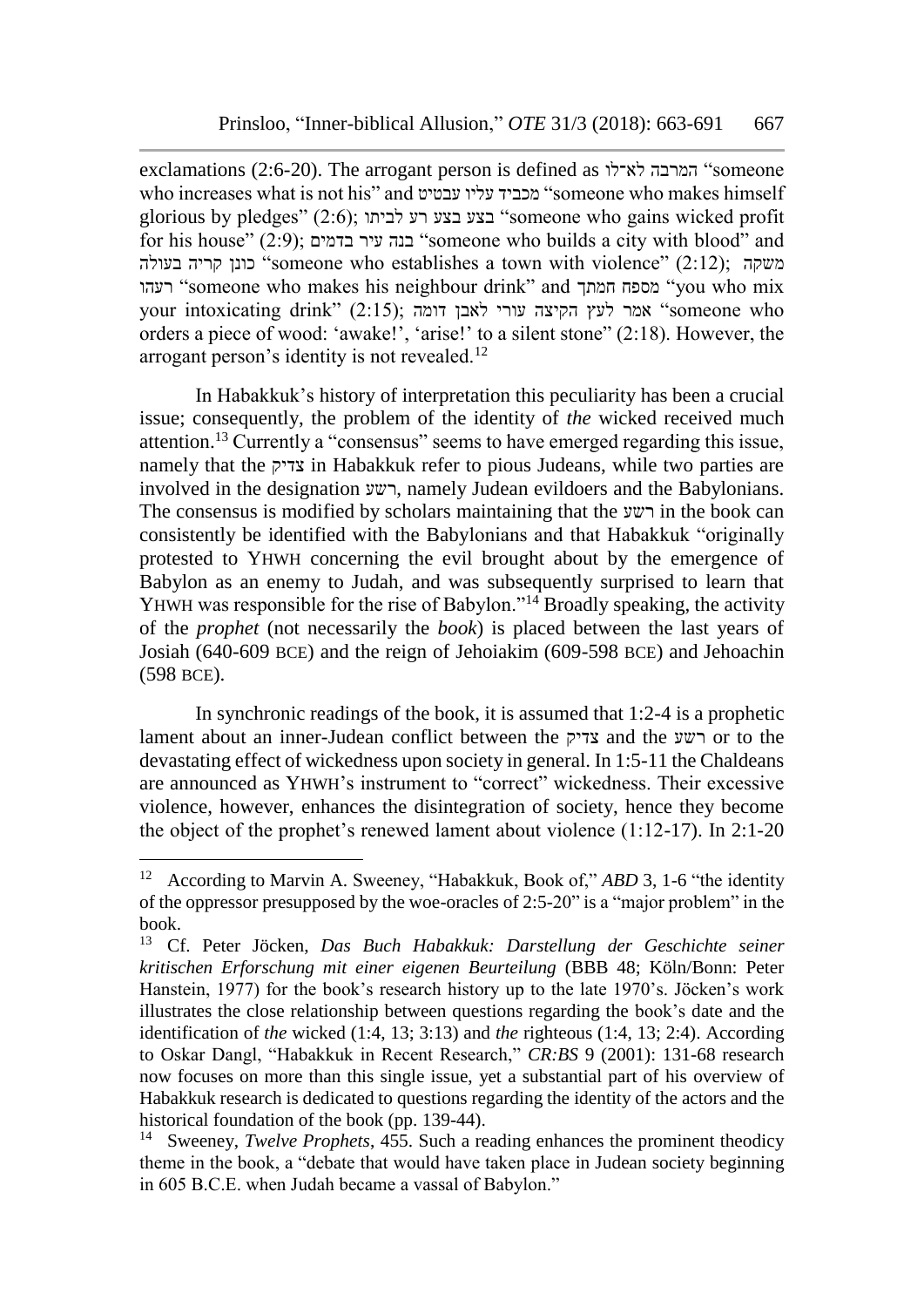exclamations (2:6-20). The arrogant person is defined as המרבה לא־לו "someone who increases what is not his" and מכביד עליו עבטיט "someone who makes himself glorious by pledges" (2:6); בצע בצע רע לביתו "someone who gains wicked profit for his house" (2:9); בנה עיר בדמים "someone who builds a city with blood" and כונן קריה בעולה "someone who establishes a town with violence" (2:12); משקה רעהו "someone who makes his neighbour drink" and מספח חמתך "you who mix your intoxicating drink" (2:15); אמר לעץ הקיצה עורי לאבן דומה "someone who orders a piece of wood: 'awake!', 'arise!' to a silent stone" (2:18). However, the arrogant person's identity is not revealed.[12]

In Habakkuk's history of interpretation this peculiarity has been a crucial issue; consequently, the problem of the identity of *the* wicked received much attention.[13] Currently a "consensus" seems to have emerged regarding this issue, namely that the צדיק in Habakkuk refer to pious Judeans, while two parties are involved in the designation רשע, namely Judean evildoers and the Babylonians. The consensus is modified by scholars maintaining that the רשע in the book can consistently be identified with the Babylonians and that Habakkuk "originally protested to YHWH concerning the evil brought about by the emergence of Babylon as an enemy to Judah, and was subsequently surprised to learn that YHWH was responsible for the rise of Babylon."[14] Broadly speaking, the activity of the *prophet* (not necessarily the *book*) is placed between the last years of Josiah (640-609 BCE) and the reign of Jehoiakim (609-598 BCE) and Jehoachin (598 BCE).

In synchronic readings of the book, it is assumed that 1:2-4 is a prophetic lament about an inner-Judean conflict between the צדיק and the רשע or to the devastating effect of wickedness upon society in general. In 1:5-11 the Chaldeans are announced as YHWH's instrument to "correct" wickedness. Their excessive violence, however, enhances the disintegration of society, hence they become the object of the prophet's renewed lament about violence (1:12-17). In 2:1-20

---

[12] According to Marvin A. Sweeney, "Habakkuk, Book of," *ABD* 3, 1-6 "the identity of the oppressor presupposed by the woe-oracles of 2:5-20" is a "major problem" in the book.

[13] Cf. Peter Jöcken, *Das Buch Habakkuk: Darstellung der Geschichte seiner kritischen Erforschung mit einer eigenen Beurteilung* (BBB 48; Köln/Bonn: Peter Hanstein, 1977) for the book's research history up to the late 1970's. Jöcken's work illustrates the close relationship between questions regarding the book's date and the identification of *the* wicked (1:4, 13; 3:13) and *the* righteous (1:4, 13; 2:4). According to Oskar Dangl, "Habakkuk in Recent Research," *CR:BS* 9 (2001): 131-68 research now focuses on more than this single issue, yet a substantial part of his overview of Habakkuk research is dedicated to questions regarding the identity of the actors and the historical foundation of the book (pp. 139-44).

[14] Sweeney, *Twelve Prophets*, 455. Such a reading enhances the prominent theodicy theme in the book, a "debate that would have taken place in Judean society beginning in 605 B.C.E. when Judah became a vassal of Babylon."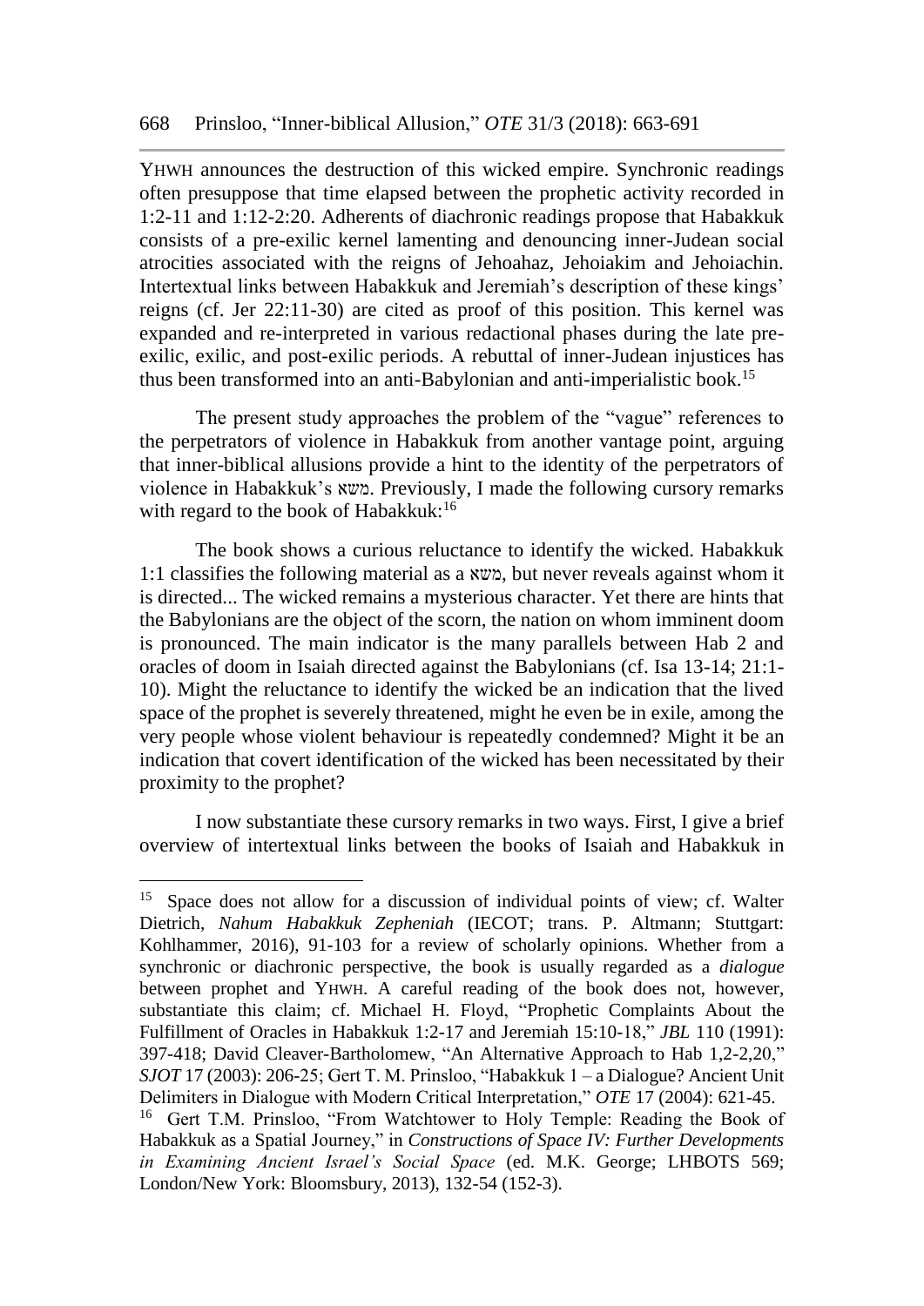YHWH announces the destruction of this wicked empire. Synchronic readings often presuppose that time elapsed between the prophetic activity recorded in 1:2-11 and 1:12-2:20. Adherents of diachronic readings propose that Habakkuk consists of a pre-exilic kernel lamenting and denouncing inner-Judean social atrocities associated with the reigns of Jehoahaz, Jehoiakim and Jehoiachin. Intertextual links between Habakkuk and Jeremiah's description of these kings' reigns (cf. Jer 22:11-30) are cited as proof of this position. This kernel was expanded and re-interpreted in various redactional phases during the late pre-exilic, exilic, and post-exilic periods. A rebuttal of inner-Judean injustices has thus been transformed into an anti-Babylonian and anti-imperialistic book.[15]

The present study approaches the problem of the "vague" references to the perpetrators of violence in Habakkuk from another vantage point, arguing that inner-biblical allusions provide a hint to the identity of the perpetrators of violence in Habakkuk's משא. Previously, I made the following cursory remarks with regard to the book of Habakkuk:[16]

> The book shows a curious reluctance to identify the wicked. Habakkuk 1:1 classifies the following material as a משא, but never reveals against whom it is directed... The wicked remains a mysterious character. Yet there are hints that the Babylonians are the object of the scorn, the nation on whom imminent doom is pronounced. The main indicator is the many parallels between Hab 2 and oracles of doom in Isaiah directed against the Babylonians (cf. Isa 13-14; 21:1-10). Might the reluctance to identify the wicked be an indication that the lived space of the prophet is severely threatened, might he even be in exile, among the very people whose violent behaviour is repeatedly condemned? Might it be an indication that covert identification of the wicked has been necessitated by their proximity to the prophet?

I now substantiate these cursory remarks in two ways. First, I give a brief overview of intertextual links between the books of Isaiah and Habakkuk in

---

[15] Space does not allow for a discussion of individual points of view; cf. Walter Dietrich, *Nahum Habakkuk Zepheniah* (IECOT; trans. P. Altmann; Stuttgart: Kohlhammer, 2016), 91-103 for a review of scholarly opinions. Whether from a synchronic or diachronic perspective, the book is usually regarded as a *dialogue* between prophet and YHWH. A careful reading of the book does not, however, substantiate this claim; cf. Michael H. Floyd, "Prophetic Complaints About the Fulfillment of Oracles in Habakkuk 1:2-17 and Jeremiah 15:10-18," *JBL* 110 (1991): 397-418; David Cleaver-Bartholomew, "An Alternative Approach to Hab 1,2-2,20," *SJOT* 17 (2003): 206-25; Gert T. M. Prinsloo, "Habakkuk 1 – a Dialogue? Ancient Unit Delimiters in Dialogue with Modern Critical Interpretation," *OTE* 17 (2004): 621-45.

[16] Gert T.M. Prinsloo, "From Watchtower to Holy Temple: Reading the Book of Habakkuk as a Spatial Journey," in *Constructions of Space IV: Further Developments in Examining Ancient Israel's Social Space* (ed. M.K. George; LHBOTS 569; London/New York: Bloomsbury, 2013), 132-54 (152-3).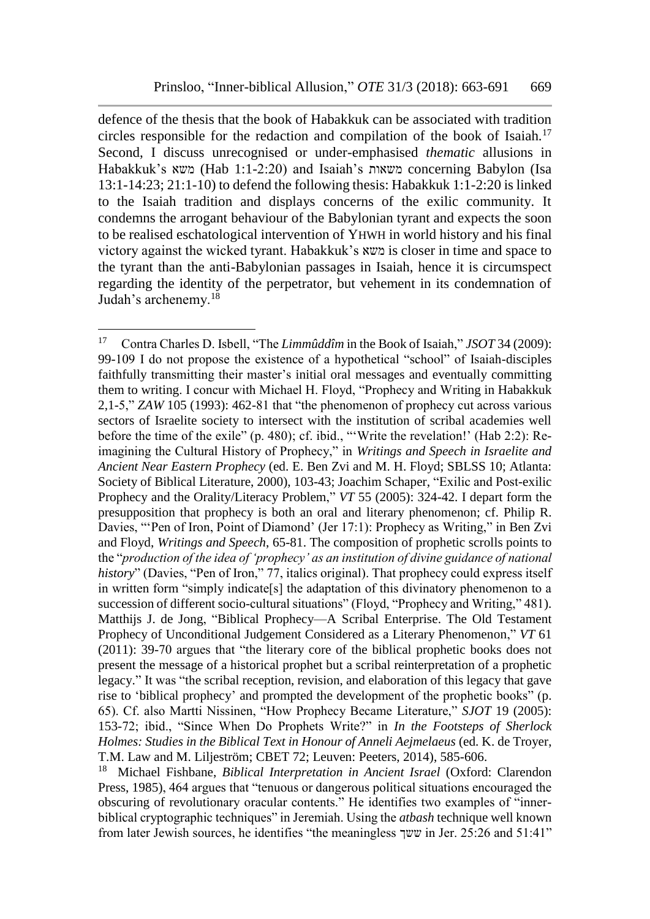defence of the thesis that the book of Habakkuk can be associated with tradition circles responsible for the redaction and compilation of the book of Isaiah.[17] Second, I discuss unrecognised or under-emphasised *thematic* allusions in Habakkuk's משא (Hab 1:1-2:20) and Isaiah's משאות concerning Babylon (Isa 13:1-14:23; 21:1-10) to defend the following thesis: Habakkuk 1:1-2:20 is linked to the Isaiah tradition and displays concerns of the exilic community. It condemns the arrogant behaviour of the Babylonian tyrant and expects the soon to be realised eschatological intervention of YHWH in world history and his final victory against the wicked tyrant. Habakkuk's משא is closer in time and space to the tyrant than the anti-Babylonian passages in Isaiah, hence it is circumspect regarding the identity of the perpetrator, but vehement in its condemnation of Judah's archenemy.[18]

---

[17] Contra Charles D. Isbell, "The *Limmûddîm* in the Book of Isaiah," *JSOT* 34 (2009): 99-109 I do not propose the existence of a hypothetical "school" of Isaiah-disciples faithfully transmitting their master's initial oral messages and eventually committing them to writing. I concur with Michael H. Floyd, "Prophecy and Writing in Habakkuk 2,1-5," *ZAW* 105 (1993): 462-81 that "the phenomenon of prophecy cut across various sectors of Israelite society to intersect with the institution of scribal academies well before the time of the exile" (p. 480); cf. ibid., "'Write the revelation!' (Hab 2:2): Re-imagining the Cultural History of Prophecy," in *Writings and Speech in Israelite and Ancient Near Eastern Prophecy* (ed. E. Ben Zvi and M. H. Floyd; SBLSS 10; Atlanta: Society of Biblical Literature, 2000), 103-43; Joachim Schaper, "Exilic and Post-exilic Prophecy and the Orality/Literacy Problem," *VT* 55 (2005): 324-42. I depart form the presupposition that prophecy is both an oral and literary phenomenon; cf. Philip R. Davies, "'Pen of Iron, Point of Diamond' (Jer 17:1): Prophecy as Writing," in Ben Zvi and Floyd, *Writings and Speech*, 65-81. The composition of prophetic scrolls points to the "*production of the idea of 'prophecy' as an institution of divine guidance of national history*" (Davies, "Pen of Iron," 77, italics original). That prophecy could express itself in written form "simply indicate[s] the adaptation of this divinatory phenomenon to a succession of different socio-cultural situations" (Floyd, "Prophecy and Writing," 481). Matthijs J. de Jong, "Biblical Prophecy—A Scribal Enterprise. The Old Testament Prophecy of Unconditional Judgement Considered as a Literary Phenomenon," *VT* 61 (2011): 39-70 argues that "the literary core of the biblical prophetic books does not present the message of a historical prophet but a scribal reinterpretation of a prophetic legacy." It was "the scribal reception, revision, and elaboration of this legacy that gave rise to 'biblical prophecy' and prompted the development of the prophetic books" (p. 65). Cf. also Martti Nissinen, "How Prophecy Became Literature," *SJOT* 19 (2005): 153-72; ibid., "Since When Do Prophets Write?" in *In the Footsteps of Sherlock Holmes: Studies in the Biblical Text in Honour of Anneli Aejmelaeus* (ed. K. de Troyer, T.M. Law and M. Liljeström; CBET 72; Leuven: Peeters, 2014), 585-606.

[18] Michael Fishbane, *Biblical Interpretation in Ancient Israel* (Oxford: Clarendon Press, 1985), 464 argues that "tenuous or dangerous political situations encouraged the obscuring of revolutionary oracular contents." He identifies two examples of "inner-biblical cryptographic techniques" in Jeremiah. Using the *atbash* technique well known from later Jewish sources, he identifies "the meaningless ששך in Jer. 25:26 and 51:41"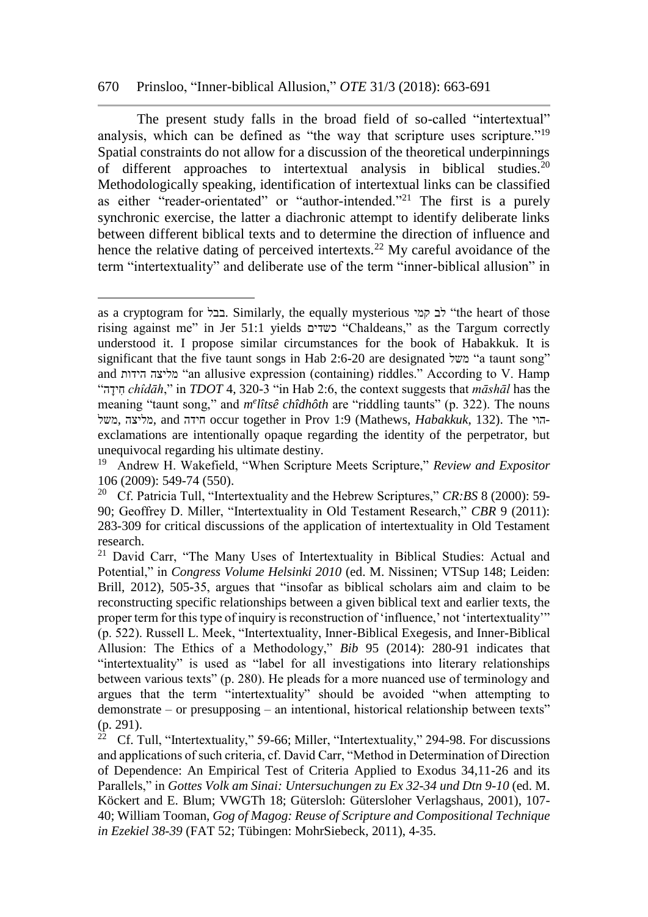The present study falls in the broad field of so-called "intertextual" analysis, which can be defined as "the way that scripture uses scripture."[19] Spatial constraints do not allow for a discussion of the theoretical underpinnings of different approaches to intertextual analysis in biblical studies.[20] Methodologically speaking, identification of intertextual links can be classified as either "reader-orientated" or "author-intended."[21] The first is a purely synchronic exercise, the latter a diachronic attempt to identify deliberate links between different biblical texts and to determine the direction of influence and hence the relative dating of perceived intertexts.[22] My careful avoidance of the term "intertextuality" and deliberate use of the term "inner-biblical allusion" in

---

as a cryptogram for בבל. Similarly, the equally mysterious לב קמי "the heart of those rising against me" in Jer 51:1 yields כשדים "Chaldeans," as the Targum correctly understood it. I propose similar circumstances for the book of Habakkuk. It is significant that the five taunt songs in Hab 2:6-20 are designated משל "a taunt song" and מליצה הידות "an allusive expression (containing) riddles." According to V. Hamp "חִידָה *chîdāh*," in *TDOT* 4, 320-3 "in Hab 2:6, the context suggests that *māshāl* has the meaning "taunt song," and *m^e^lîtsê chîdhôth* are "riddling taunts" (p. 322). The nouns משל, מליצה, and חידה occur together in Prov 1:9 (Mathews, *Habakkuk*, 132). The הוי-exclamations are intentionally opaque regarding the identity of the perpetrator, but unequivocal regarding his ultimate destiny.

[19] Andrew H. Wakefield, "When Scripture Meets Scripture," *Review and Expositor* 106 (2009): 549-74 (550).

[20] Cf. Patricia Tull, "Intertextuality and the Hebrew Scriptures," *CR:BS* 8 (2000): 59-90; Geoffrey D. Miller, "Intertextuality in Old Testament Research," *CBR* 9 (2011): 283-309 for critical discussions of the application of intertextuality in Old Testament research.

[21] David Carr, "The Many Uses of Intertextuality in Biblical Studies: Actual and Potential," in *Congress Volume Helsinki 2010* (ed. M. Nissinen; VTSup 148; Leiden: Brill, 2012), 505-35, argues that "insofar as biblical scholars aim and claim to be reconstructing specific relationships between a given biblical text and earlier texts, the proper term for this type of inquiry is reconstruction of 'influence,' not 'intertextuality'" (p. 522). Russell L. Meek, "Intertextuality, Inner-Biblical Exegesis, and Inner-Biblical Allusion: The Ethics of a Methodology," *Bib* 95 (2014): 280-91 indicates that "intertextuality" is used as "label for all investigations into literary relationships between various texts" (p. 280). He pleads for a more nuanced use of terminology and argues that the term "intertextuality" should be avoided "when attempting to demonstrate – or presupposing – an intentional, historical relationship between texts" (p. 291).

[22] Cf. Tull, "Intertextuality," 59-66; Miller, "Intertextuality," 294-98. For discussions and applications of such criteria, cf. David Carr, "Method in Determination of Direction of Dependence: An Empirical Test of Criteria Applied to Exodus 34,11-26 and its Parallels," in *Gottes Volk am Sinai: Untersuchungen zu Ex 32-34 und Dtn 9-10* (ed. M. Köckert and E. Blum; VWGTh 18; Gütersloh: Gütersloher Verlagshaus, 2001), 107-40; William Tooman, *Gog of Magog: Reuse of Scripture and Compositional Technique in Ezekiel 38-39* (FAT 52; Tübingen: MohrSiebeck, 2011), 4-35.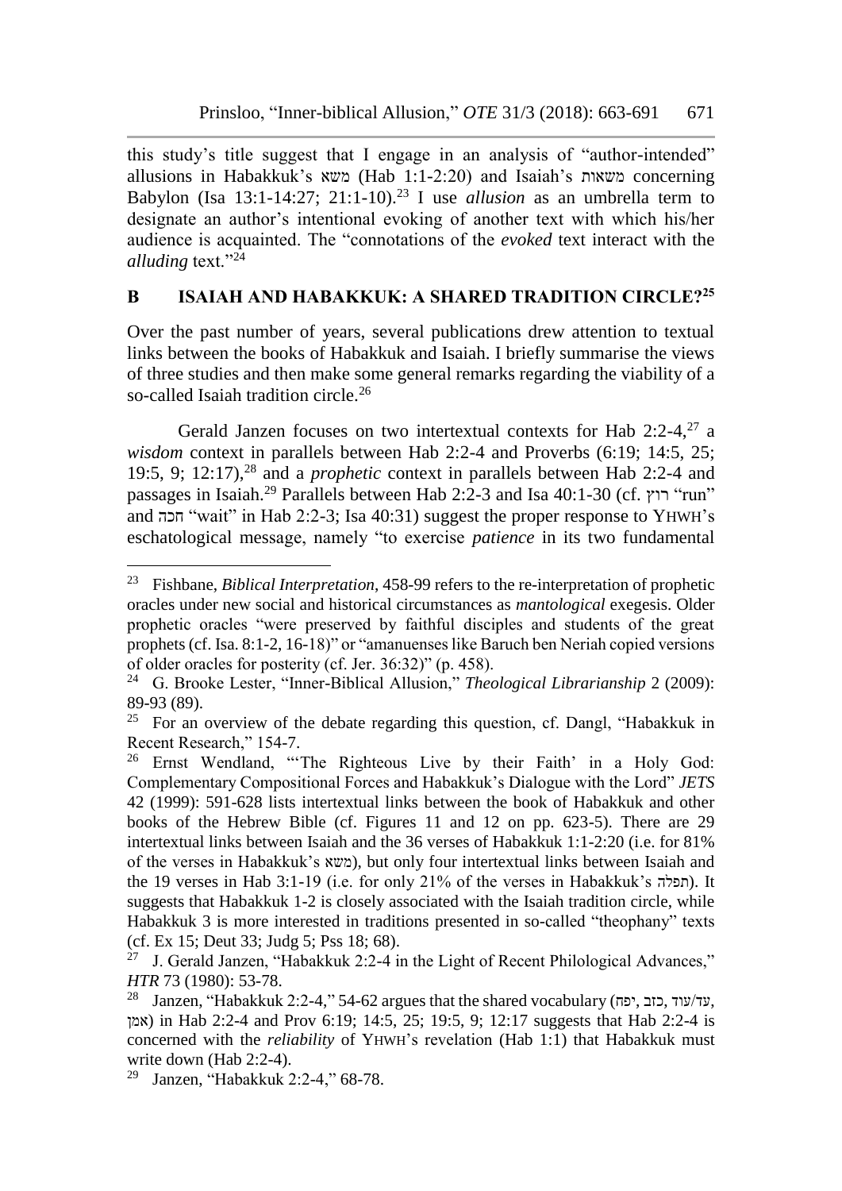this study's title suggest that I engage in an analysis of "author-intended" allusions in Habakkuk's משא (Hab 1:1-2:20) and Isaiah's משאות concerning Babylon (Isa 13:1-14:27; 21:1-10).[23] I use *allusion* as an umbrella term to designate an author's intentional evoking of another text with which his/her audience is acquainted. The "connotations of the *evoked* text interact with the *alluding* text."[24]

## B ISAIAH AND HABAKKUK: A SHARED TRADITION CIRCLE?[25]

Over the past number of years, several publications drew attention to textual links between the books of Habakkuk and Isaiah. I briefly summarise the views of three studies and then make some general remarks regarding the viability of a so-called Isaiah tradition circle.[26]

Gerald Janzen focuses on two intertextual contexts for Hab 2:2-4,[27] a *wisdom* context in parallels between Hab 2:2-4 and Proverbs (6:19; 14:5, 25; 19:5, 9; 12:17),[28] and a *prophetic* context in parallels between Hab 2:2-4 and passages in Isaiah.[29] Parallels between Hab 2:2-3 and Isa 40:1-30 (cf. רוץ "run" and חכה "wait" in Hab 2:2-3; Isa 40:31) suggest the proper response to YHWH's eschatological message, namely "to exercise *patience* in its two fundamental

---

[23] Fishbane, *Biblical Interpretation*, 458-99 refers to the re-interpretation of prophetic oracles under new social and historical circumstances as *mantological* exegesis. Older prophetic oracles "were preserved by faithful disciples and students of the great prophets (cf. Isa. 8:1-2, 16-18)" or "amanuenses like Baruch ben Neriah copied versions of older oracles for posterity (cf. Jer. 36:32)" (p. 458).

[24] G. Brooke Lester, "Inner-Biblical Allusion," *Theological Librarianship* 2 (2009): 89-93 (89).

[25] For an overview of the debate regarding this question, cf. Dangl, "Habakkuk in Recent Research," 154-7.

[26] Ernst Wendland, "'The Righteous Live by their Faith' in a Holy God: Complementary Compositional Forces and Habakkuk's Dialogue with the Lord" *JETS* 42 (1999): 591-628 lists intertextual links between the book of Habakkuk and other books of the Hebrew Bible (cf. Figures 11 and 12 on pp. 623-5). There are 29 intertextual links between Isaiah and the 36 verses of Habakkuk 1:1-2:20 (i.e. for 81% of the verses in Habakkuk's משא), but only four intertextual links between Isaiah and the 19 verses in Hab 3:1-19 (i.e. for only 21% of the verses in Habakkuk's תפלה). It suggests that Habakkuk 1-2 is closely associated with the Isaiah tradition circle, while Habakkuk 3 is more interested in traditions presented in so-called "theophany" texts (cf. Ex 15; Deut 33; Judg 5; Pss 18; 68).

[27] J. Gerald Janzen, "Habakkuk 2:2-4 in the Light of Recent Philological Advances," *HTR* 73 (1980): 53-78.

[28] Janzen, "Habakkuk 2:2-4," 54-62 argues that the shared vocabulary (יפח, כזב, עד/עוד, אמן) in Hab 2:2-4 and Prov 6:19; 14:5, 25; 19:5, 9; 12:17 suggests that Hab 2:2-4 is concerned with the *reliability* of YHWH's revelation (Hab 1:1) that Habakkuk must write down (Hab 2:2-4).

[29] Janzen, "Habakkuk 2:2-4," 68-78.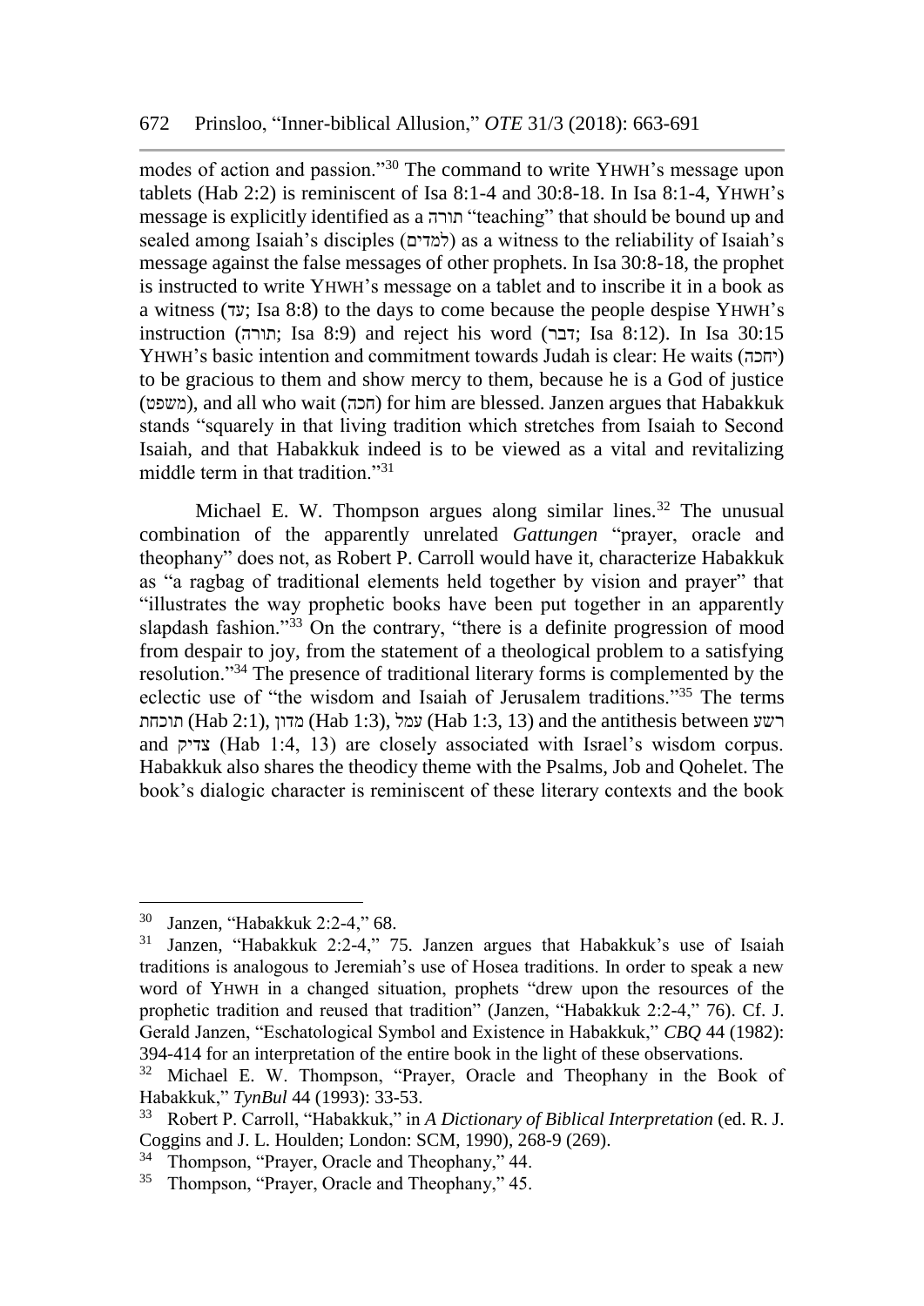modes of action and passion."[30] The command to write YHWH's message upon tablets (Hab 2:2) is reminiscent of Isa 8:1-4 and 30:8-18. In Isa 8:1-4, YHWH's message is explicitly identified as a תורה "teaching" that should be bound up and sealed among Isaiah's disciples (למדים) as a witness to the reliability of Isaiah's message against the false messages of other prophets. In Isa 30:8-18, the prophet is instructed to write YHWH's message on a tablet and to inscribe it in a book as a witness (עד; Isa 8:8) to the days to come because the people despise YHWH's instruction (תורה; Isa 8:9) and reject his word (דבר; Isa 8:12). In Isa 30:15 YHWH's basic intention and commitment towards Judah is clear: He waits (יחכה) to be gracious to them and show mercy to them, because he is a God of justice (משפט), and all who wait (חכה) for him are blessed. Janzen argues that Habakkuk stands "squarely in that living tradition which stretches from Isaiah to Second Isaiah, and that Habakkuk indeed is to be viewed as a vital and revitalizing middle term in that tradition."[31]

Michael E. W. Thompson argues along similar lines.[32] The unusual combination of the apparently unrelated *Gattungen* "prayer, oracle and theophany" does not, as Robert P. Carroll would have it, characterize Habakkuk as "a ragbag of traditional elements held together by vision and prayer" that "illustrates the way prophetic books have been put together in an apparently slapdash fashion."[33] On the contrary, "there is a definite progression of mood from despair to joy, from the statement of a theological problem to a satisfying resolution."[34] The presence of traditional literary forms is complemented by the eclectic use of "the wisdom and Isaiah of Jerusalem traditions."[35] The terms תוכחת (Hab 2:1), מדון (Hab 1:3), עמל (Hab 1:3, 13) and the antithesis between רשע and צדיק (Hab 1:4, 13) are closely associated with Israel's wisdom corpus. Habakkuk also shares the theodicy theme with the Psalms, Job and Qohelet. The book's dialogic character is reminiscent of these literary contexts and the book

---

[30] Janzen, "Habakkuk 2:2-4," 68.

[31] Janzen, "Habakkuk 2:2-4," 75. Janzen argues that Habakkuk's use of Isaiah traditions is analogous to Jeremiah's use of Hosea traditions. In order to speak a new word of YHWH in a changed situation, prophets "drew upon the resources of the prophetic tradition and reused that tradition" (Janzen, "Habakkuk 2:2-4," 76). Cf. J. Gerald Janzen, "Eschatological Symbol and Existence in Habakkuk," *CBQ* 44 (1982): 394-414 for an interpretation of the entire book in the light of these observations.

[32] Michael E. W. Thompson, "Prayer, Oracle and Theophany in the Book of Habakkuk," *TynBul* 44 (1993): 33-53.

[33] Robert P. Carroll, "Habakkuk," in *A Dictionary of Biblical Interpretation* (ed. R. J. Coggins and J. L. Houlden; London: SCM, 1990), 268-9 (269).

[34] Thompson, "Prayer, Oracle and Theophany," 44.

[35] Thompson, "Prayer, Oracle and Theophany," 45.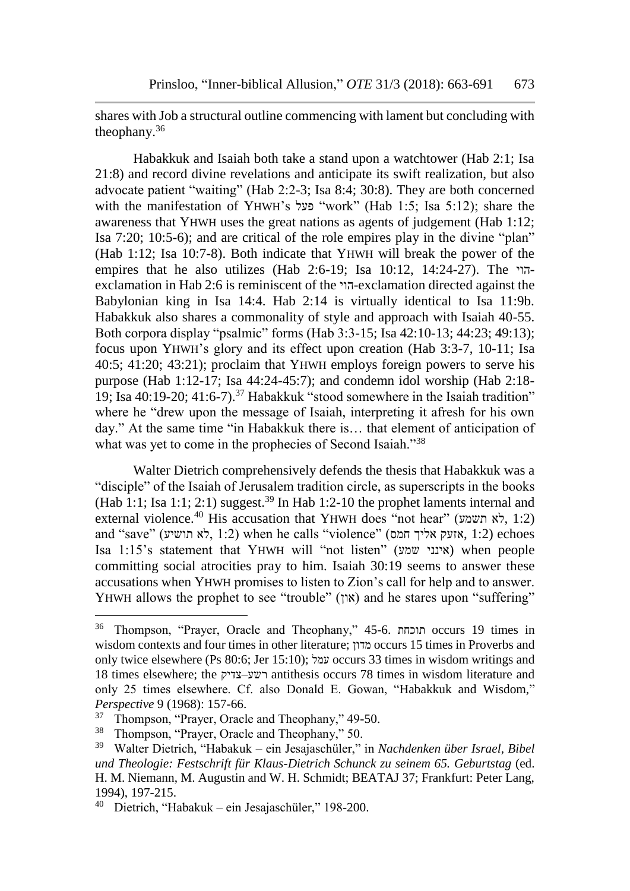shares with Job a structural outline commencing with lament but concluding with theophany.[36]

Habakkuk and Isaiah both take a stand upon a watchtower (Hab 2:1; Isa 21:8) and record divine revelations and anticipate its swift realization, but also advocate patient "waiting" (Hab 2:2-3; Isa 8:4; 30:8). They are both concerned with the manifestation of YHWH's פעל "work" (Hab 1:5; Isa 5:12); share the awareness that YHWH uses the great nations as agents of judgement (Hab 1:12; Isa 7:20; 10:5-6); and are critical of the role empires play in the divine "plan" (Hab 1:12; Isa 10:7-8). Both indicate that YHWH will break the power of the empires that he also utilizes (Hab 2:6-19; Isa 10:12, 14:24-27). The הוי-exclamation in Hab 2:6 is reminiscent of the הוי-exclamation directed against the Babylonian king in Isa 14:4. Hab 2:14 is virtually identical to Isa 11:9b. Habakkuk also shares a commonality of style and approach with Isaiah 40-55. Both corpora display "psalmic" forms (Hab 3:3-15; Isa 42:10-13; 44:23; 49:13); focus upon YHWH's glory and its effect upon creation (Hab 3:3-7, 10-11; Isa 40:5; 41:20; 43:21); proclaim that YHWH employs foreign powers to serve his purpose (Hab 1:12-17; Isa 44:24-45:7); and condemn idol worship (Hab 2:18-19; Isa 40:19-20; 41:6-7).[37] Habakkuk "stood somewhere in the Isaiah tradition" where he "drew upon the message of Isaiah, interpreting it afresh for his own day." At the same time "in Habakkuk there is… that element of anticipation of what was yet to come in the prophecies of Second Isaiah."[38]

Walter Dietrich comprehensively defends the thesis that Habakkuk was a "disciple" of the Isaiah of Jerusalem tradition circle, as superscripts in the books (Hab 1:1; Isa 1:1; 2:1) suggest.[39] In Hab 1:2-10 the prophet laments internal and external violence.[40] His accusation that YHWH does "not hear" (לא תשמע, 1:2) and "save" (לא תושיע, 1:2) when he calls "violence" (אזעק אליך חמס, 1:2) echoes Isa 1:15's statement that YHWH will "not listen" (אינני שמע) when people committing social atrocities pray to him. Isaiah 30:19 seems to answer these accusations when YHWH promises to listen to Zion's call for help and to answer. YHWH allows the prophet to see "trouble" (און) and he stares upon "suffering"

---

[36] Thompson, "Prayer, Oracle and Theophany," 45-6. תוכחת occurs 19 times in wisdom contexts and four times in other literature; מדון occurs 15 times in Proverbs and only twice elsewhere (Ps 80:6; Jer 15:10); עמל occurs 33 times in wisdom writings and 18 times elsewhere; the רשע–צדיק antithesis occurs 78 times in wisdom literature and only 25 times elsewhere. Cf. also Donald E. Gowan, "Habakkuk and Wisdom," *Perspective* 9 (1968): 157-66.

[37] Thompson, "Prayer, Oracle and Theophany," 49-50.

[38] Thompson, "Prayer, Oracle and Theophany," 50.

[39] Walter Dietrich, "Habakuk – ein Jesajaschüler," in *Nachdenken über Israel, Bibel und Theologie: Festschrift für Klaus-Dietrich Schunck zu seinem 65. Geburtstag* (ed. H. M. Niemann, M. Augustin and W. H. Schmidt; BEATAJ 37; Frankfurt: Peter Lang, 1994), 197-215.

[40] Dietrich, "Habakuk – ein Jesajaschüler," 198-200.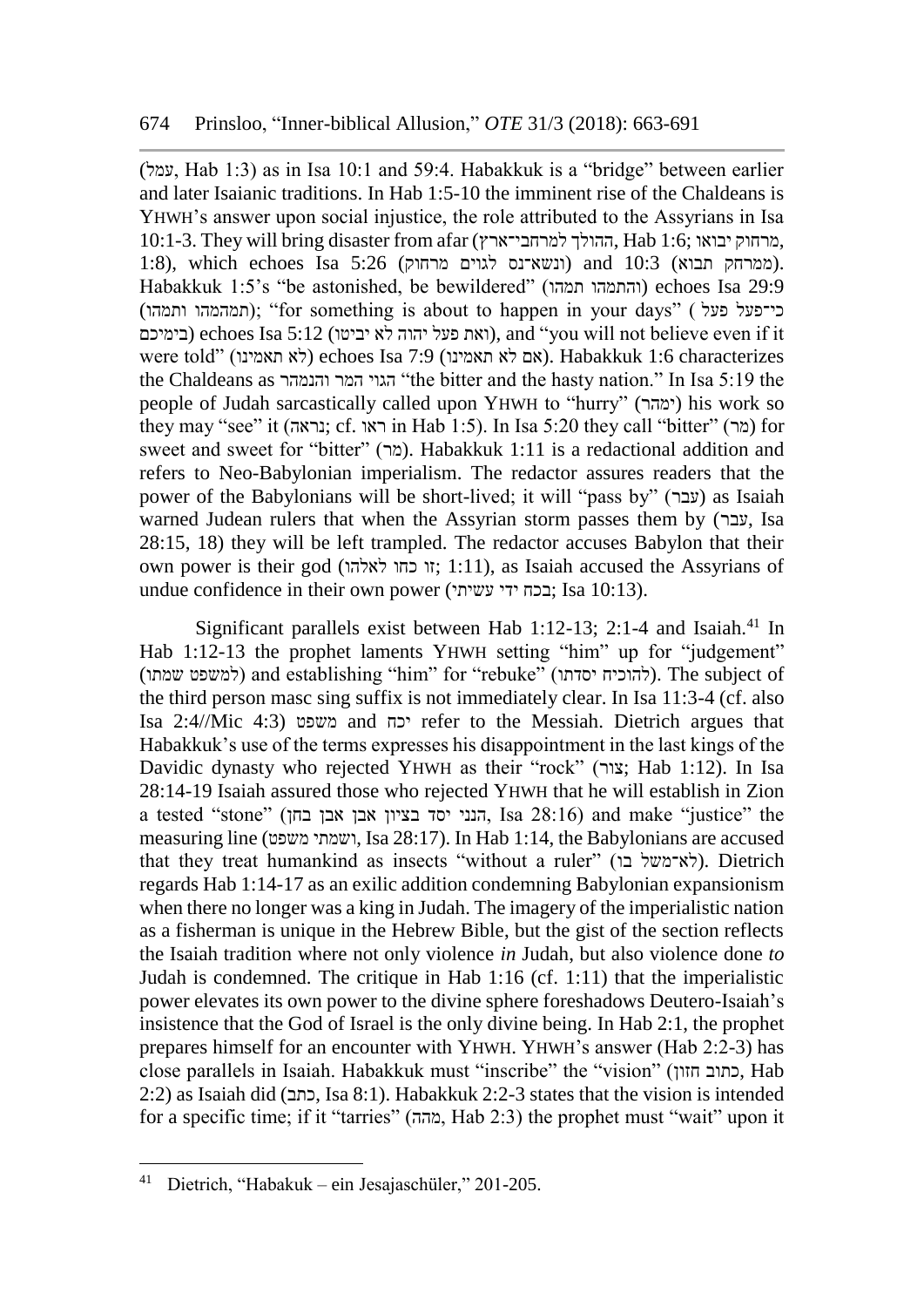(עמל, Hab 1:3) as in Isa 10:1 and 59:4. Habakkuk is a "bridge" between earlier and later Isaianic traditions. In Hab 1:5-10 the imminent rise of the Chaldeans is YHWH's answer upon social injustice, the role attributed to the Assyrians in Isa 10:1-3. They will bring disaster from afar (ההולך למרחבי־ארץ, Hab 1:6; מרחוק יבואו, 1:8), which echoes Isa 5:26 (ונשא־נס לגוים מרחוק) and 10:3 (ממרחק תבוא). Habakkuk 1:5's "be astonished, be bewildered" (והתמהו תמהו) echoes Isa 29:9 (התמהמהו ותמהו); "for something is about to happen in your days" (כי־פעל פעל בימיכם) echoes Isa 5:12 (ואת פעל יהוה לא יביטו), and "you will not believe even if it were told" (לא תאמינו) echoes Isa 7:9 (אם לא תאמינו). Habakkuk 1:6 characterizes the Chaldeans as הגוי המר והנמהר "the bitter and the hasty nation." In Isa 5:19 the people of Judah sarcastically called upon YHWH to "hurry" (ימהר) his work so they may "see" it (נראה; cf. ראו in Hab 1:5). In Isa 5:20 they call "bitter" (מר) for sweet and sweet for "bitter" (מר). Habakkuk 1:11 is a redactional addition and refers to Neo-Babylonian imperialism. The redactor assures readers that the power of the Babylonians will be short-lived; it will "pass by" (עבר) as Isaiah warned Judean rulers that when the Assyrian storm passes them by (עבר, Isa 28:15, 18) they will be left trampled. The redactor accuses Babylon that their own power is their god (זו כחו לאלהו; 1:11), as Isaiah accused the Assyrians of undue confidence in their own power (בכח ידי עשיתי; Isa 10:13).

Significant parallels exist between Hab 1:12-13; 2:1-4 and Isaiah.[41] In Hab 1:12-13 the prophet laments YHWH setting "him" up for "judgement" (למשפט שמתו) and establishing "him" for "rebuke" (להוכיח יסדתו). The subject of the third person masc sing suffix is not immediately clear. In Isa 11:3-4 (cf. also Isa 2:4//Mic 4:3) משפט and יכח refer to the Messiah. Dietrich argues that Habakkuk's use of the terms expresses his disappointment in the last kings of the Davidic dynasty who rejected YHWH as their "rock" (צור; Hab 1:12). In Isa 28:14-19 Isaiah assured those who rejected YHWH that he will establish in Zion a tested "stone" (הנני יסד בציון אבן אבן בחן, Isa 28:16) and make "justice" the measuring line (ושמתי משפט, Isa 28:17). In Hab 1:14, the Babylonians are accused that they treat humankind as insects "without a ruler" (לא־משל בו). Dietrich regards Hab 1:14-17 as an exilic addition condemning Babylonian expansionism when there no longer was a king in Judah. The imagery of the imperialistic nation as a fisherman is unique in the Hebrew Bible, but the gist of the section reflects the Isaiah tradition where not only violence *in* Judah, but also violence done *to* Judah is condemned. The critique in Hab 1:16 (cf. 1:11) that the imperialistic power elevates its own power to the divine sphere foreshadows Deutero-Isaiah's insistence that the God of Israel is the only divine being. In Hab 2:1, the prophet prepares himself for an encounter with YHWH. YHWH's answer (Hab 2:2-3) has close parallels in Isaiah. Habakkuk must "inscribe" the "vision" (כתוב חזון, Hab 2:2) as Isaiah did (כתב, Isa 8:1). Habakkuk 2:2-3 states that the vision is intended for a specific time; if it "tarries" (מהה, Hab 2:3) the prophet must "wait" upon it

[41] Dietrich, "Habakuk – ein Jesajaschüler," 201-205.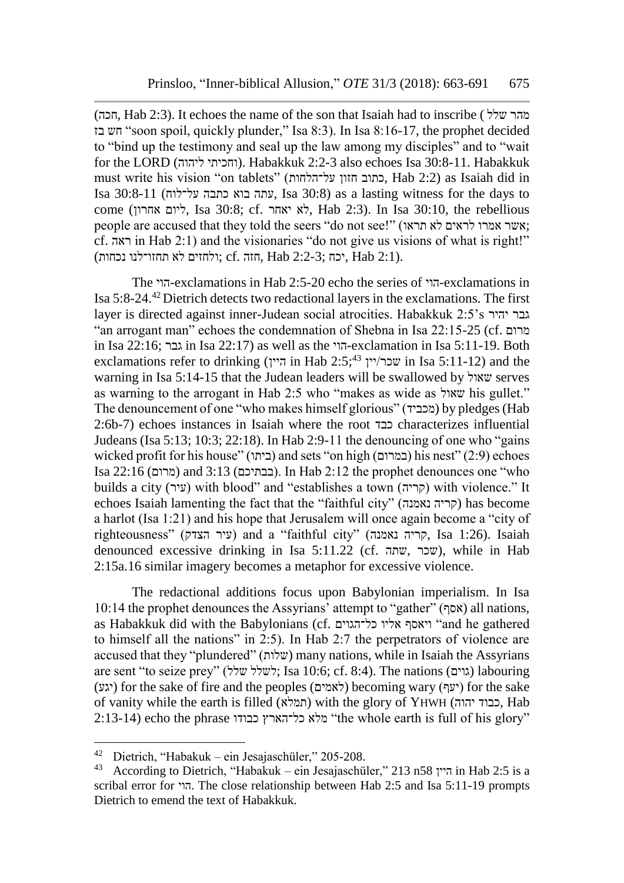(חכה, Hab 2:3). It echoes the name of the son that Isaiah had to inscribe (מהר שלל חש בז "soon spoil, quickly plunder," Isa 8:3). In Isa 8:16-17, the prophet decided to "bind up the testimony and seal up the law among my disciples" and to "wait for the LORD (וחכיתי ליהוה). Habakkuk 2:2-3 also echoes Isa 30:8-11. Habakkuk must write his vision "on tablets" (כתוב חזון על־הלחות, Hab 2:2) as Isaiah did in Isa 30:8-11 (עתה בוא כתבה על־לוח, Isa 30:8) as a lasting witness for the days to come (ליום אחרון, Isa 30:8; cf. לא יאחר, Hab 2:3). In Isa 30:10, the rebellious people are accused that they told the seers "do not see!" (אשר אמרו לראים לא תראו; cf. ראה in Hab 2:1) and the visionaries "do not give us visions of what is right!" (ולחזים לא תחזו־לנו נכחות; cf. חזה, Hab 2:2-3; יכח, Hab 2:1).

The הוי-exclamations in Hab 2:5-20 echo the series of הוי-exclamations in Isa 5:8-24.[42] Dietrich detects two redactional layers in the exclamations. The first layer is directed against inner-Judean social atrocities. Habakkuk 2:5's גבר יהיר "an arrogant man" echoes the condemnation of Shebna in Isa 22:15-25 (cf. מרום in Isa 22:16; גבר in Isa 22:17) as well as the הוי-exclamation in Isa 5:11-19. Both exclamations refer to drinking (היין in Hab 2:5;[43] שכר/יין in Isa 5:11-12) and the warning in Isa 5:14-15 that the Judean leaders will be swallowed by שאול serves as warning to the arrogant in Hab 2:5 who "makes as wide as שאול his gullet." The denouncement of one "who makes himself glorious" (מכביד) by pledges (Hab 2:6b-7) echoes instances in Isaiah where the root כבד characterizes influential Judeans (Isa 5:13; 10:3; 22:18). In Hab 2:9-11 the denouncing of one who "gains wicked profit for his house" (ביתו) and sets "on high (במרום) his nest" (2:9) echoes Isa 22:16 (מרום) and 3:13 (בבתיכם). In Hab 2:12 the prophet denounces one "who builds a city (עיר) with blood" and "establishes a town (קריה) with violence." It echoes Isaiah lamenting the fact that the "faithful city" (קריה נאמנה) has become a harlot (Isa 1:21) and his hope that Jerusalem will once again become a "city of righteousness" (עיר הצדק) and a "faithful city" (קריה נאמנה, Isa 1:26). Isaiah denounced excessive drinking in Isa 5:11.22 (cf. שתה, שכר), while in Hab 2:15a.16 similar imagery becomes a metaphor for excessive violence.

The redactional additions focus upon Babylonian imperialism. In Isa 10:14 the prophet denounces the Assyrians' attempt to "gather" (אסף) all nations, as Habakkuk did with the Babylonians (cf. ויאסף אליו כל־הגוים "and he gathered to himself all the nations" in 2:5). In Hab 2:7 the perpetrators of violence are accused that they "plundered" (שלות) many nations, while in Isaiah the Assyrians are sent "to seize prey" (לשלל שלל; Isa 10:6; cf. 8:4). The nations (גוים) labouring (יגע) for the sake of fire and the peoples (לאמים) becoming wary (יעף) for the sake of vanity while the earth is filled (תמלא) with the glory of YHWH (כבוד יהוה, Hab 2:13-14) echo the phrase מלא כל־הארץ כבודו "the whole earth is full of his glory"

---

[42] Dietrich, "Habakuk – ein Jesajaschüler," 205-208.

[43] According to Dietrich, "Habakuk – ein Jesajaschüler," 213 n58 היין in Hab 2:5 is a scribal error for הוי. The close relationship between Hab 2:5 and Isa 5:11-19 prompts Dietrich to emend the text of Habakkuk.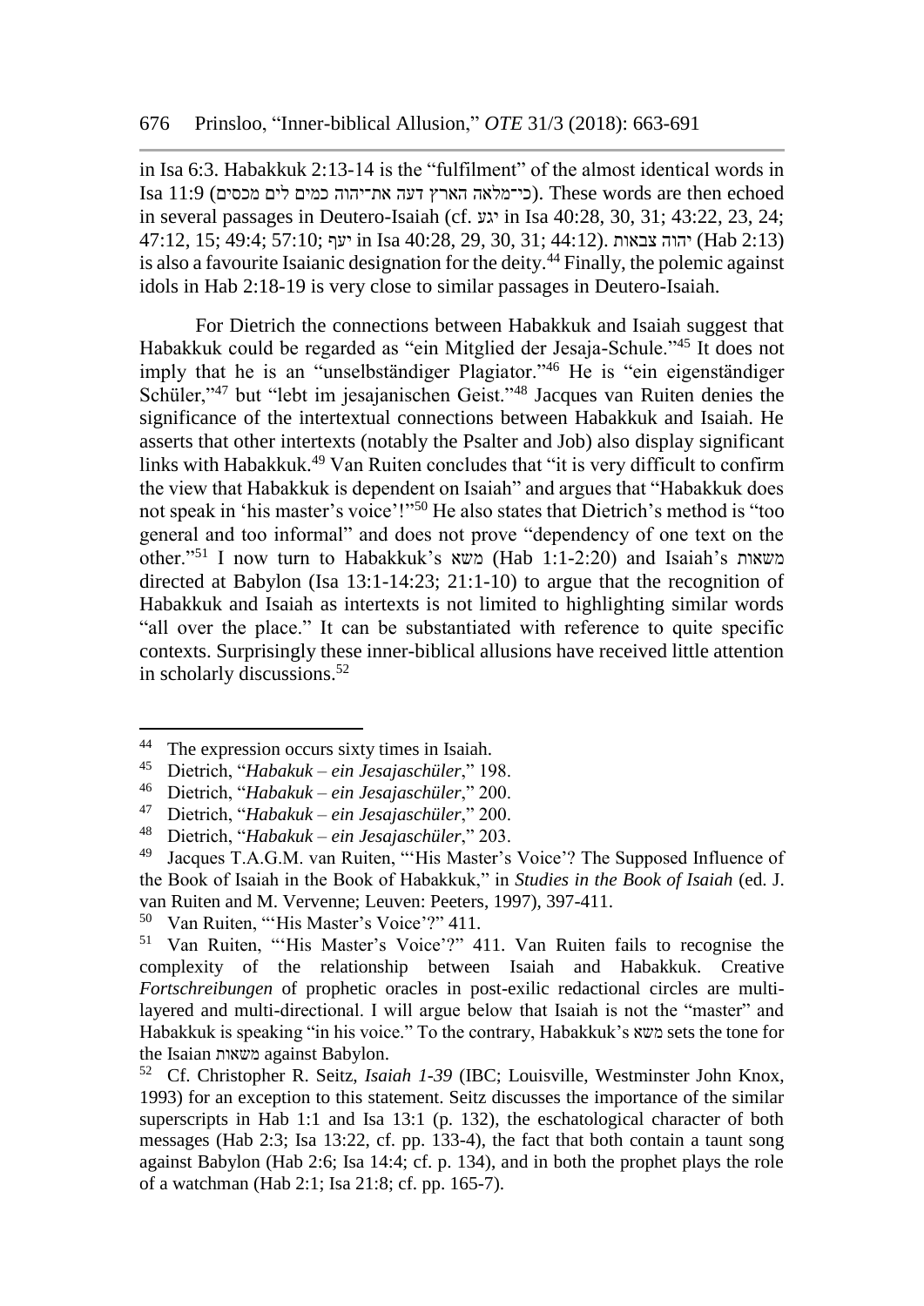in Isa 6:3. Habakkuk 2:13-14 is the "fulfilment" of the almost identical words in Isa 11:9 (כי־מלאה הארץ דעה את־יהוה כמים לים מכסים). These words are then echoed in several passages in Deutero-Isaiah (cf. יגע in Isa 40:28, 30, 31; 43:22, 23, 24; 47:12, 15; 49:4; 57:10; יעף in Isa 40:28, 29, 30, 31; 44:12). יהוה צבאות (Hab 2:13) is also a favourite Isaianic designation for the deity.[44] Finally, the polemic against idols in Hab 2:18-19 is very close to similar passages in Deutero-Isaiah.

For Dietrich the connections between Habakkuk and Isaiah suggest that Habakkuk could be regarded as "ein Mitglied der Jesaja-Schule."[45] It does not imply that he is an "unselbständiger Plagiator."[46] He is "ein eigenständiger Schüler,"[47] but "lebt im jesajanischen Geist."[48] Jacques van Ruiten denies the significance of the intertextual connections between Habakkuk and Isaiah. He asserts that other intertexts (notably the Psalter and Job) also display significant links with Habakkuk.[49] Van Ruiten concludes that "it is very difficult to confirm the view that Habakkuk is dependent on Isaiah" and argues that "Habakkuk does not speak in 'his master's voice'!"[50] He also states that Dietrich's method is "too general and too informal" and does not prove "dependency of one text on the other."[51] I now turn to Habakkuk's משא (Hab 1:1-2:20) and Isaiah's משאות directed at Babylon (Isa 13:1-14:23; 21:1-10) to argue that the recognition of Habakkuk and Isaiah as intertexts is not limited to highlighting similar words "all over the place." It can be substantiated with reference to quite specific contexts. Surprisingly these inner-biblical allusions have received little attention in scholarly discussions.[52]

---

[44] The expression occurs sixty times in Isaiah.

[45] Dietrich, "*Habakuk – ein Jesajaschüler*," 198.

[46] Dietrich, "*Habakuk – ein Jesajaschüler*," 200.

[47] Dietrich, "*Habakuk – ein Jesajaschüler*," 200.

[48] Dietrich, "*Habakuk – ein Jesajaschüler*," 203.

[49] Jacques T.A.G.M. van Ruiten, "'His Master's Voice'? The Supposed Influence of the Book of Isaiah in the Book of Habakkuk," in *Studies in the Book of Isaiah* (ed. J. van Ruiten and M. Vervenne; Leuven: Peeters, 1997), 397-411.

[50] Van Ruiten, "'His Master's Voice'?" 411.

[51] Van Ruiten, "'His Master's Voice'?" 411. Van Ruiten fails to recognise the complexity of the relationship between Isaiah and Habakkuk. Creative *Fortschreibungen* of prophetic oracles in post-exilic redactional circles are multi-layered and multi-directional. I will argue below that Isaiah is not the "master" and Habakkuk is speaking "in his voice." To the contrary, Habakkuk's משא sets the tone for the Isaian משאות against Babylon.

[52] Cf. Christopher R. Seitz, *Isaiah 1-39* (IBC; Louisville, Westminster John Knox, 1993) for an exception to this statement. Seitz discusses the importance of the similar superscripts in Hab 1:1 and Isa 13:1 (p. 132), the eschatological character of both messages (Hab 2:3; Isa 13:22, cf. pp. 133-4), the fact that both contain a taunt song against Babylon (Hab 2:6; Isa 14:4; cf. p. 134), and in both the prophet plays the role of a watchman (Hab 2:1; Isa 21:8; cf. pp. 165-7).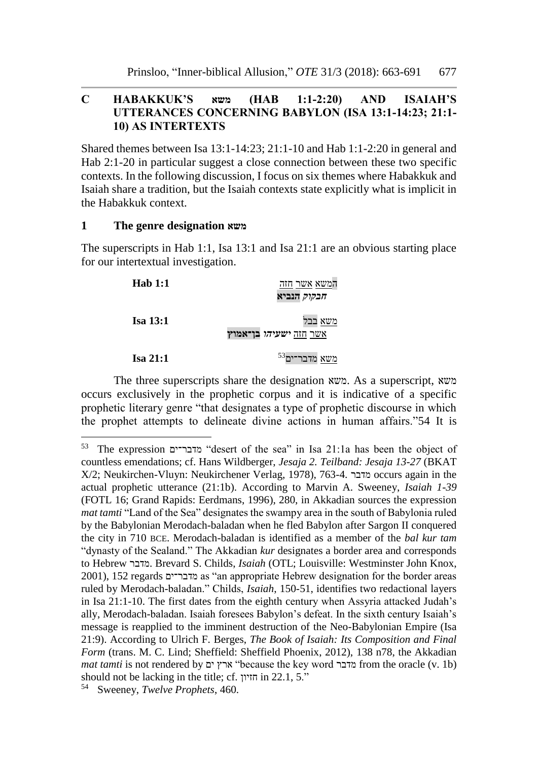## C HABAKKUK'S משא (HAB 1:1-2:20) AND ISAIAH'S UTTERANCES CONCERNING BABYLON (ISA 13:1-14:23; 21:1-10) AS INTERTEXTS

Shared themes between Isa 13:1-14:23; 21:1-10 and Hab 1:1-2:20 in general and Hab 2:1-20 in particular suggest a close connection between these two specific contexts. In the following discussion, I focus on six themes where Habakkuk and Isaiah share a tradition, but the Isaiah contexts state explicitly what is implicit in the Habakkuk context.

### 1 The genre designation משא

The superscripts in Hab 1:1, Isa 13:1 and Isa 21:1 are an obvious starting place for our intertextual investigation.

| | |
|---|---|
| **Hab 1:1** | המשא אשר חזה<br>***חבקוק הנביא*** |
| **Isa 13:1** | משא בבל<br>אשר חזה ***ישעיהו בן־אמוץ*** |
| **Isa 21:1** | משא מדבר־ים[53] |

The three superscripts share the designation משא. As a superscript, משא occurs exclusively in the prophetic corpus and it is indicative of a specific prophetic literary genre "that designates a type of prophetic discourse in which the prophet attempts to delineate divine actions in human affairs."[54] It is

---

[53] The expression מדבר־ים "desert of the sea" in Isa 21:1a has been the object of countless emendations; cf. Hans Wildberger, *Jesaja 2. Teilband: Jesaja 13-27* (BKAT X/2; Neukirchen-Vluyn: Neukirchener Verlag, 1978), 763-4. מדבר occurs again in the actual prophetic utterance (21:1b). According to Marvin A. Sweeney, *Isaiah 1-39* (FOTL 16; Grand Rapids: Eerdmans, 1996), 280, in Akkadian sources the expression *mat tamti* "Land of the Sea" designates the swampy area in the south of Babylonia ruled by the Babylonian Merodach-baladan when he fled Babylon after Sargon II conquered the city in 710 BCE. Merodach-baladan is identified as a member of the *bal kur tam* "dynasty of the Sealand." The Akkadian *kur* designates a border area and corresponds to Hebrew מדבר. Brevard S. Childs, *Isaiah* (OTL; Louisville: Westminster John Knox, 2001), 152 regards מדבר־ים as "an appropriate Hebrew designation for the border areas ruled by Merodach-baladan." Childs, *Isaiah*, 150-51, identifies two redactional layers in Isa 21:1-10. The first dates from the eighth century when Assyria attacked Judah's ally, Merodach-baladan. Isaiah foresees Babylon's defeat. In the sixth century Isaiah's message is reapplied to the imminent destruction of the Neo-Babylonian Empire (Isa 21:9). According to Ulrich F. Berges, *The Book of Isaiah: Its Composition and Final Form* (trans. M. C. Lind; Sheffield: Sheffield Phoenix, 2012), 138 n78, the Akkadian *mat tamti* is not rendered by ארץ ים "because the key word מדבר from the oracle (v. 1b) should not be lacking in the title; cf. חזיון in 22.1, 5."

[54] Sweeney, *Twelve Prophets*, 460.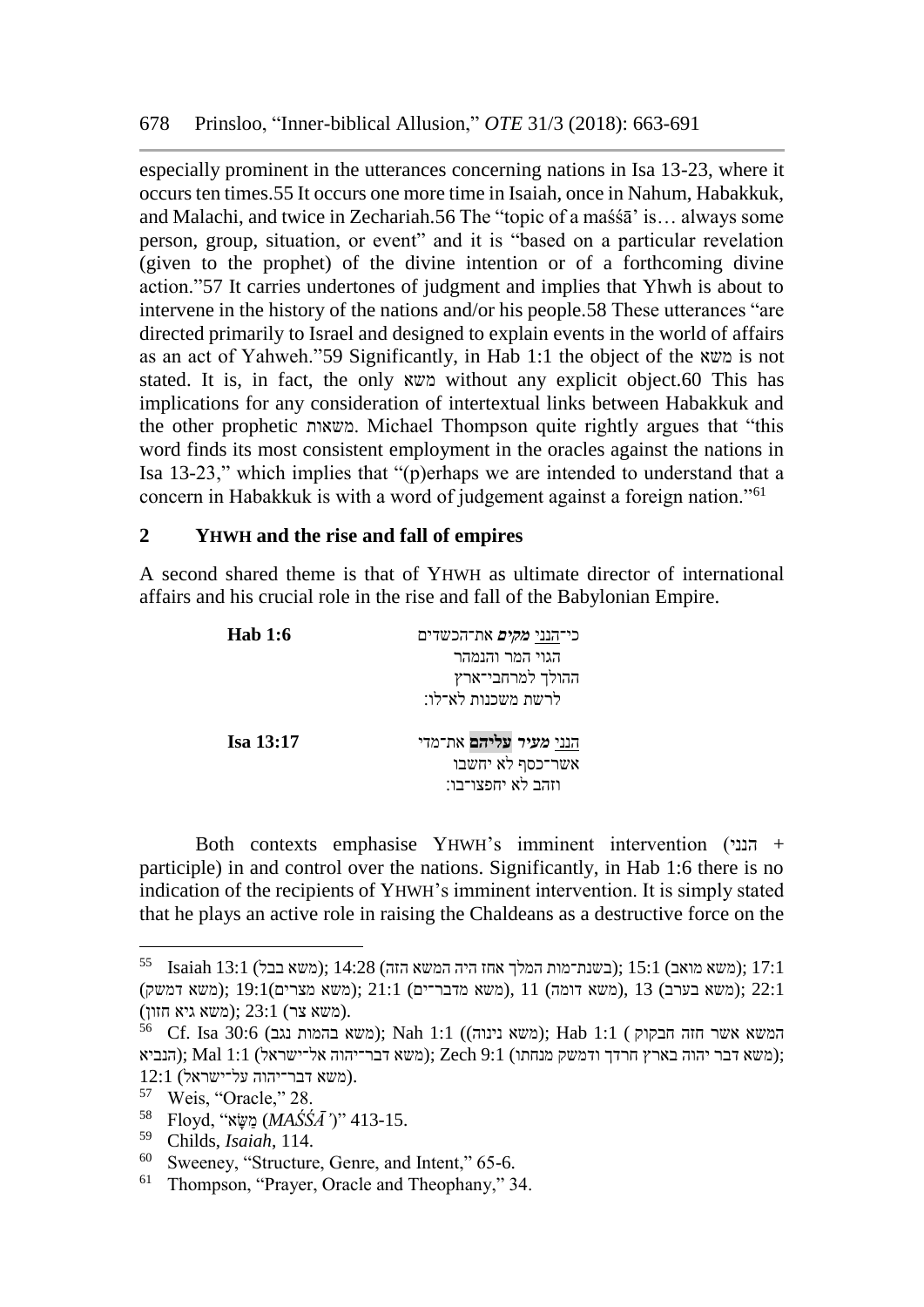especially prominent in the utterances concerning nations in Isa 13-23, where it occurs ten times.55 It occurs one more time in Isaiah, once in Nahum, Habakkuk, and Malachi, and twice in Zechariah.56 The "topic of a maśśā' is… always some person, group, situation, or event" and it is "based on a particular revelation (given to the prophet) of the divine intention or of a forthcoming divine action."57 It carries undertones of judgment and implies that Yhwh is about to intervene in the history of the nations and/or his people.58 These utterances "are directed primarily to Israel and designed to explain events in the world of affairs as an act of Yahweh."59 Significantly, in Hab 1:1 the object of the משא is not stated. It is, in fact, the only משא without any explicit object.60 This has implications for any consideration of intertextual links between Habakkuk and the other prophetic משאות. Michael Thompson quite rightly argues that "this word finds its most consistent employment in the oracles against the nations in Isa 13-23," which implies that "(p)erhaps we are intended to understand that a concern in Habakkuk is with a word of judgement against a foreign nation."[61]

## 2 YHWH and the rise and fall of empires

A second shared theme is that of YHWH as ultimate director of international affairs and his crucial role in the rise and fall of the Babylonian Empire.

| | |
|---|---|
| **Hab 1:6** | כי־<u>הנני</u> ***מקים*** את־הכשדים<br>הגוי המר והנמהר<br>ההולך למרחבי־ארץ<br>לרשת משכנות לא־לו׃ |
| **Isa 13:17** | <u>הנני</u> ***מעיר*** **עליהם** את־מדי<br>אשר־כסף לא יחשבו<br>וזהב לא יחפצו־בו׃ |

Both contexts emphasise YHWH's imminent intervention (הנני + participle) in and control over the nations. Significantly, in Hab 1:6 there is no indication of the recipients of YHWH's imminent intervention. It is simply stated that he plays an active role in raising the Chaldeans as a destructive force on the

---

55 Isaiah 13:1 (משא בבל); 14:28 (בשנת־מות המלך אחז היה המשא הזה); 15:1 (משא מואב); 17:1 (משא דמשק); 19:1(משא מצרים); 21:1 (משא מדבר־ים), 11 (משא דומה), 13 (משא בערב); 22:1 (משא גיא חזון); 23:1 (משא צר).

56 Cf. Isa 30:6 (משא בהמות נגב); Nah 1:1 ((משא נינוה); Hab 1:1 (המשא אשר חזה חבקוק הנביא); Mal 1:1 (משא דבר־יהוה אל־ישראל); Zech 9:1 (משא דבר יהוה בארץ חדרך ודמשק מנחתו); 12:1 (משא דבר־יהוה על־ישראל).

57 Weis, "Oracle," 28.

58 Floyd, "מַשָּׂא (*MAŚŚĀ'*)" 413-15.

59 Childs, *Isaiah*, 114.

60 Sweeney, "Structure, Genre, and Intent," 65-6.

61 Thompson, "Prayer, Oracle and Theophany," 34.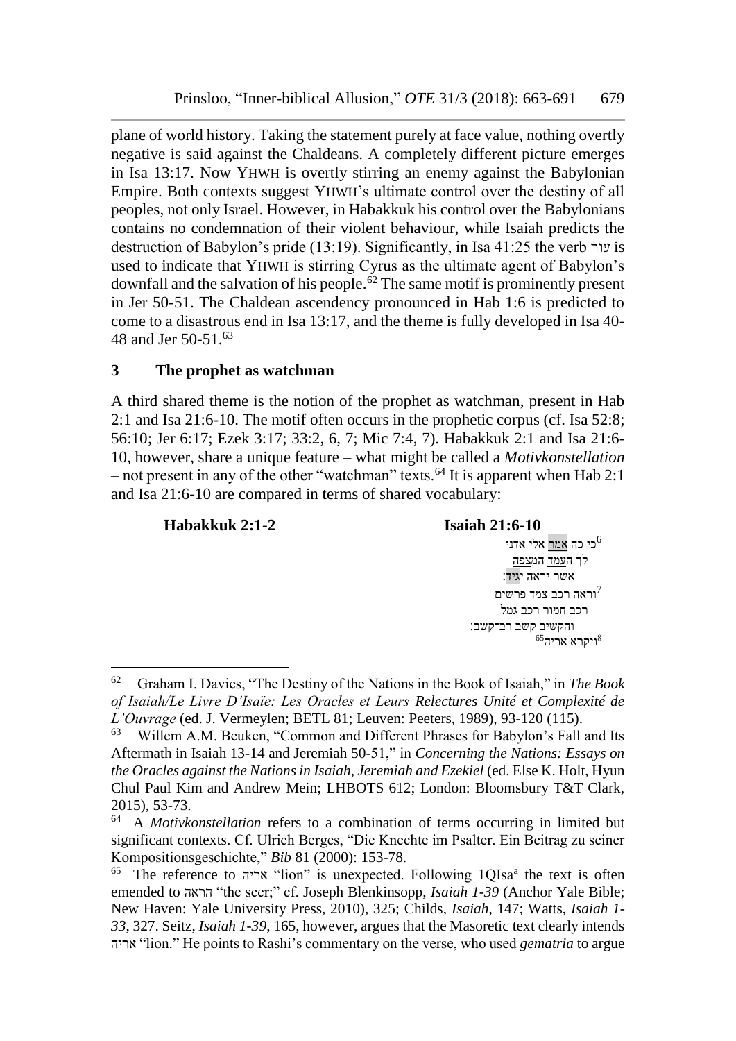plane of world history. Taking the statement purely at face value, nothing overtly negative is said against the Chaldeans. A completely different picture emerges in Isa 13:17. Now YHWH is overtly stirring an enemy against the Babylonian Empire. Both contexts suggest YHWH's ultimate control over the destiny of all peoples, not only Israel. However, in Habakkuk his control over the Babylonians contains no condemnation of their violent behaviour, while Isaiah predicts the destruction of Babylon's pride (13:19). Significantly, in Isa 41:25 the verb עור is used to indicate that YHWH is stirring Cyrus as the ultimate agent of Babylon's downfall and the salvation of his people.[62] The same motif is prominently present in Jer 50-51. The Chaldean ascendency pronounced in Hab 1:6 is predicted to come to a disastrous end in Isa 13:17, and the theme is fully developed in Isa 40-48 and Jer 50-51.[63]

## 3 The prophet as watchman

A third shared theme is the notion of the prophet as watchman, present in Hab 2:1 and Isa 21:6-10. The motif often occurs in the prophetic corpus (cf. Isa 52:8; 56:10; Jer 6:17; Ezek 3:17; 33:2, 6, 7; Mic 7:4, 7). Habakkuk 2:1 and Isa 21:6-10, however, share a unique feature – what might be called a *Motivkonstellation* – not present in any of the other "watchman" texts.[64] It is apparent when Hab 2:1 and Isa 21:6-10 are compared in terms of shared vocabulary:

| **Habakkuk 2:1-2** | **Isaiah 21:6-10** |
|---|---|
| | [6]כי כה אמר אלי אדני |
| | לך העמד המצפה |
| | אשר יראה יגיד: |
| | [7]וראה רכב צמד פרשים |
| | רכב חמור רכב גמל |
| | והקשיב קשב רב־קשב: |
| | [8]ויקרא אריה[65] |

[62] Graham I. Davies, "The Destiny of the Nations in the Book of Isaiah," in *The Book of Isaiah/Le Livre D'Isaïe: Les Oracles et Leurs Relectures Unité et Complexité de L'Ouvrage* (ed. J. Vermeylen; BETL 81; Leuven: Peeters, 1989), 93-120 (115).

[63] Willem A.M. Beuken, "Common and Different Phrases for Babylon's Fall and Its Aftermath in Isaiah 13-14 and Jeremiah 50-51," in *Concerning the Nations: Essays on the Oracles against the Nations in Isaiah, Jeremiah and Ezekiel* (ed. Else K. Holt, Hyun Chul Paul Kim and Andrew Mein; LHBOTS 612; London: Bloomsbury T&T Clark, 2015), 53-73.

[64] A *Motivkonstellation* refers to a combination of terms occurring in limited but significant contexts. Cf. Ulrich Berges, "Die Knechte im Psalter. Ein Beitrag zu seiner Kompositionsgeschichte," *Bib* 81 (2000): 153-78.

[65] The reference to אריה "lion" is unexpected. Following 1QIsa[a] the text is often emended to הראה "the seer;" cf. Joseph Blenkinsopp, *Isaiah 1-39* (Anchor Yale Bible; New Haven: Yale University Press, 2010), 325; Childs, *Isaiah*, 147; Watts, *Isaiah 1-33*, 327. Seitz, *Isaiah 1-39*, 165, however, argues that the Masoretic text clearly intends אריה "lion." He points to Rashi's commentary on the verse, who used *gematria* to argue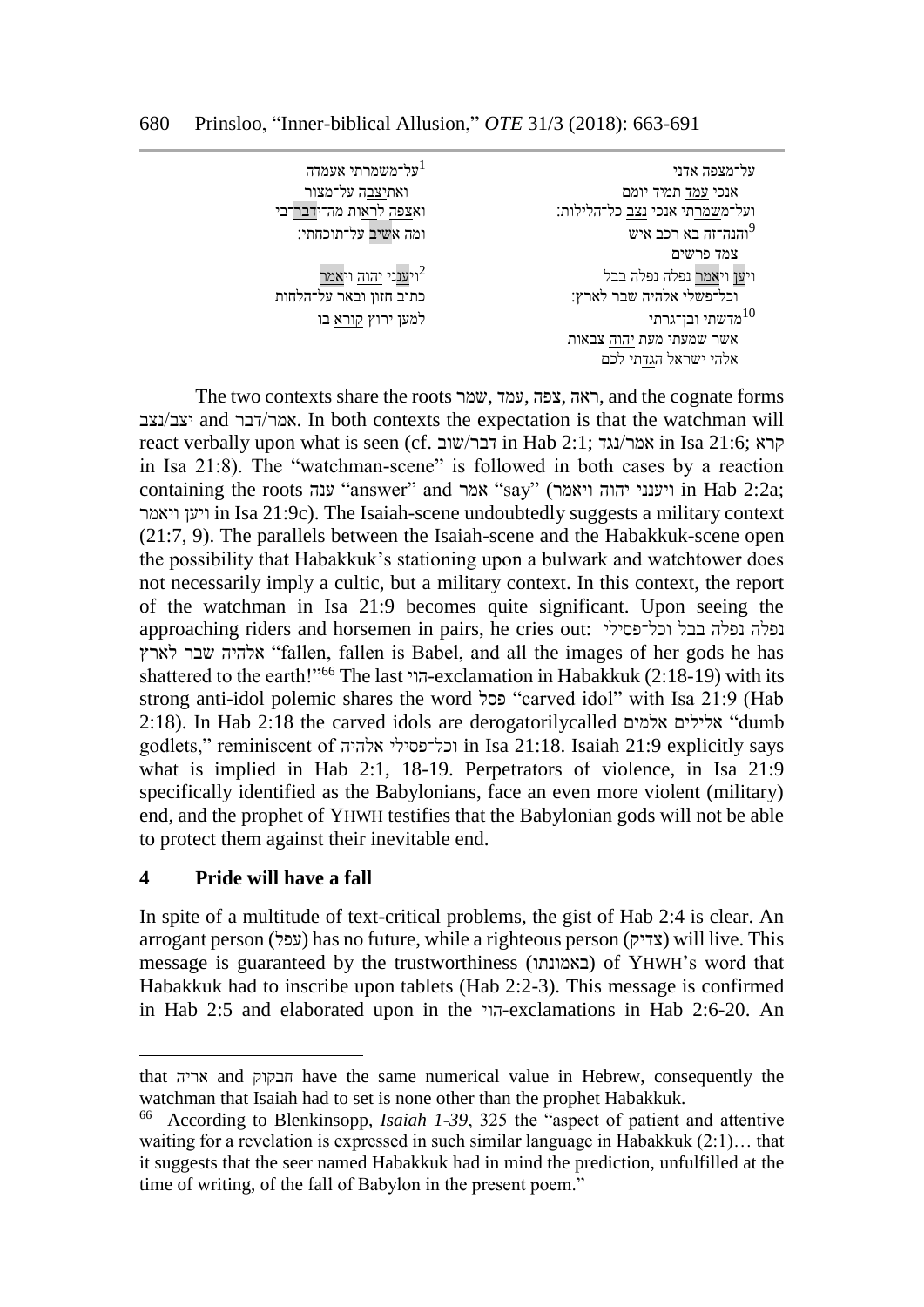| | |
|---|---|
| [1]על־משמרתי אעמדה | על־מצפה אדני |
| ואתיצבה על־מצור | אנכי עמד תמיד יומם |
| ואצפה לראות מה־ידבר־בי | ועל־משמרתי אנכי נצב כל־הלילות: |
| ומה אשיב על־תוכחתי: | [9]והנה־זה בא רכב איש |
| | צמד פרשים |
| [2]ויענני יהוה ויאמר | ויען ויאמר נפלה נפלה בבל |
| כתוב חזון ובאר על־הלחות | וכל־פסילי אלהיה שבר לארץ: |
| למען ירוץ קורא בו | [10]מדשתי ובן־גרתי |
| | אשר שמעתי מעת יהוה צבאות |
| | אלהי ישראל הגדתי לכם |

The two contexts share the roots שמר, עמד, צפה, ראה, and the cognate forms יצב/נצב and אמר/דבר. In both contexts the expectation is that the watchman will react verbally upon what is seen (cf. דבר/שוב in Hab 2:1; אמר/נגד in Isa 21:6; קרא in Isa 21:8). The "watchman-scene" is followed in both cases by a reaction containing the roots ענה "answer" and אמר "say" (ויענני יהוה ויאמר in Hab 2:2a; ויען ויאמר in Isa 21:9c). The Isaiah-scene undoubtedly suggests a military context (21:7, 9). The parallels between the Isaiah-scene and the Habakkuk-scene open the possibility that Habakkuk's stationing upon a bulwark and watchtower does not necessarily imply a cultic, but a military context. In this context, the report of the watchman in Isa 21:9 becomes quite significant. Upon seeing the approaching riders and horsemen in pairs, he cries out: נפלה נפלה בבל וכל־פסילי אלהיה שבר לארץ "fallen, fallen is Babel, and all the images of her gods he has shattered to the earth!"[66] The last הוי-exclamation in Habakkuk (2:18-19) with its strong anti-idol polemic shares the word פסל "carved idol" with Isa 21:9 (Hab 2:18). In Hab 2:18 the carved idols are derogatorilycalled אלילים אלמים "dumb godlets," reminiscent of וכל־פסילי אלהיה in Isa 21:18. Isaiah 21:9 explicitly says what is implied in Hab 2:1, 18-19. Perpetrators of violence, in Isa 21:9 specifically identified as the Babylonians, face an even more violent (military) end, and the prophet of YHWH testifies that the Babylonian gods will not be able to protect them against their inevitable end.

## 4 Pride will have a fall

In spite of a multitude of text-critical problems, the gist of Hab 2:4 is clear. An arrogant person (עפל) has no future, while a righteous person (צדיק) will live. This message is guaranteed by the trustworthiness (באמונתו) of YHWH's word that Habakkuk had to inscribe upon tablets (Hab 2:2-3). This message is confirmed in Hab 2:5 and elaborated upon in the הוי-exclamations in Hab 2:6-20. An

that אריה and חבקוק have the same numerical value in Hebrew, consequently the watchman that Isaiah had to set is none other than the prophet Habakkuk.

[66] According to Blenkinsopp, *Isaiah 1-39*, 325 the "aspect of patient and attentive waiting for a revelation is expressed in such similar language in Habakkuk (2:1)… that it suggests that the seer named Habakkuk had in mind the prediction, unfulfilled at the time of writing, of the fall of Babylon in the present poem."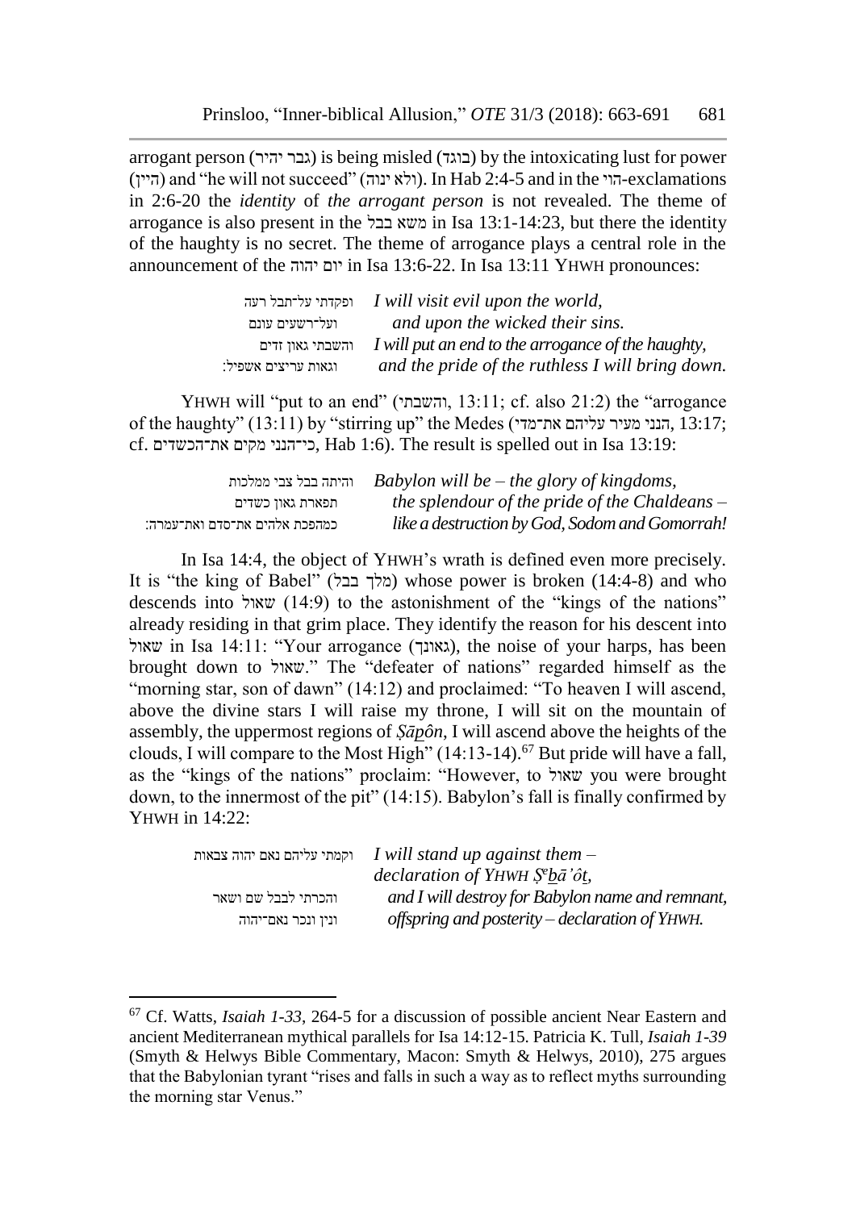arrogant person (גבר יהיר) is being misled (בוגד) by the intoxicating lust for power (היין) and "he will not succeed" (ולא ינוה). In Hab 2:4-5 and in the הוי-exclamations in 2:6-20 the *identity* of *the arrogant person* is not revealed. The theme of arrogance is also present in the משא בבל in Isa 13:1-14:23, but there the identity of the haughty is no secret. The theme of arrogance plays a central role in the announcement of the יום יהוה in Isa 13:6-22. In Isa 13:11 YHWH pronounces:

| | |
|---|---|
| ופקדתי על־תבל רעה | *I will visit evil upon the world,* |
| ועל־רשעים עונם | *and upon the wicked their sins.* |
| והשבתי גאון זדים | *I will put an end to the arrogance of the haughty,* |
| וגאות עריצים אשפיל: | *and the pride of the ruthless I will bring down.* |

YHWH will "put to an end" (והשבתי, 13:11; cf. also 21:2) the "arrogance of the haughty" (13:11) by "stirring up" the Medes (הנני מעיר עליהם את־מדי, 13:17; cf. כי־הנני מקים את־הכשדים, Hab 1:6). The result is spelled out in Isa 13:19:

| | |
|---|---|
| והיתה בבל צבי ממלכות | *Babylon will be – the glory of kingdoms,* |
| תפארת גאון כשדים | *the splendour of the pride of the Chaldeans –* |
| כמהפכת אלהים את־סדם ואת־עמרה: | *like a destruction by God, Sodom and Gomorrah!* |

In Isa 14:4, the object of YHWH's wrath is defined even more precisely. It is "the king of Babel" (מלך בבל) whose power is broken (14:4-8) and who descends into שאול (14:9) to the astonishment of the "kings of the nations" already residing in that grim place. They identify the reason for his descent into שאול in Isa 14:11: "Your arrogance (גאונך), the noise of your harps, has been brought down to שאול." The "defeater of nations" regarded himself as the "morning star, son of dawn" (14:12) and proclaimed: "To heaven I will ascend, above the divine stars I will raise my throne, I will sit on the mountain of assembly, the uppermost regions of *Ṣāpôn*, I will ascend above the heights of the clouds, I will compare to the Most High" (14:13-14).[67] But pride will have a fall, as the "kings of the nations" proclaim: "However, to שאול you were brought down, to the innermost of the pit" (14:15). Babylon's fall is finally confirmed by YHWH in 14:22:

| | |
|---|---|
| וקמתי עליהם נאם יהוה צבאות | *I will stand up against them – declaration of YHWH Ṣᵉḇāʾôṯ,* |
| והכרתי לבבל שם ושאר | *and I will destroy for Babylon name and remnant,* |
| ונין ונכר נאם־יהוה | *offspring and posterity – declaration of YHWH.* |

[67] Cf. Watts, *Isaiah 1-33*, 264-5 for a discussion of possible ancient Near Eastern and ancient Mediterranean mythical parallels for Isa 14:12-15. Patricia K. Tull, *Isaiah 1-39* (Smyth & Helwys Bible Commentary, Macon: Smyth & Helwys, 2010), 275 argues that the Babylonian tyrant "rises and falls in such a way as to reflect myths surrounding the morning star Venus."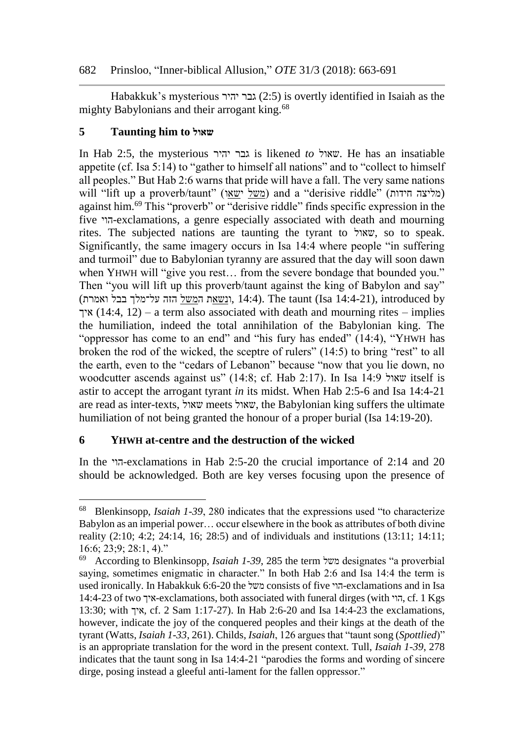Habakkuk's mysterious גבר יהיר (2:5) is overtly identified in Isaiah as the mighty Babylonians and their arrogant king.[68]

## 5 Taunting him to שאול

In Hab 2:5, the mysterious גבר יהיר is likened *to* שאול. He has an insatiable appetite (cf. Isa 5:14) to "gather to himself all nations" and to "collect to himself all peoples." But Hab 2:6 warns that pride will have a fall. The very same nations will "lift up a proverb/taunt" (מָשָׁל יִשָּׂאוּ) and a "derisive riddle" (מליצה חידות) against him.[69] This "proverb" or "derisive riddle" finds specific expression in the five הוי-exclamations, a genre especially associated with death and mourning rites. The subjected nations are taunting the tyrant to שאול, so to speak. Significantly, the same imagery occurs in Isa 14:4 where people "in suffering and turmoil" due to Babylonian tyranny are assured that the day will soon dawn when YHWH will "give you rest… from the severe bondage that bounded you." Then "you will lift up this proverb/taunt against the king of Babylon and say" (וְנָשָׂאתָ הַמָּשָׁל הזה על־מלך בבל ואמרת, 14:4). The taunt (Isa 14:4-21), introduced by איך (14:4, 12) – a term also associated with death and mourning rites – implies the humiliation, indeed the total annihilation of the Babylonian king. The "oppressor has come to an end" and "his fury has ended" (14:4), "YHWH has broken the rod of the wicked, the sceptre of rulers" (14:5) to bring "rest" to all the earth, even to the "cedars of Lebanon" because "now that you lie down, no woodcutter ascends against us" (14:8; cf. Hab 2:17). In Isa 14:9 שאול itself is astir to accept the arrogant tyrant *in* its midst. When Hab 2:5-6 and Isa 14:4-21 are read as inter-texts, שאול meets שאול, the Babylonian king suffers the ultimate humiliation of not being granted the honour of a proper burial (Isa 14:19-20).

## 6 YHWH at-centre and the destruction of the wicked

In the הוי-exclamations in Hab 2:5-20 the crucial importance of 2:14 and 20 should be acknowledged. Both are key verses focusing upon the presence of

---

[68] Blenkinsopp, *Isaiah 1-39*, 280 indicates that the expressions used "to characterize Babylon as an imperial power… occur elsewhere in the book as attributes of both divine reality (2:10; 4:2; 24:14, 16; 28:5) and of individuals and institutions (13:11; 14:11; 16:6; 23;9; 28:1, 4)."

[69] According to Blenkinsopp, *Isaiah 1-39*, 285 the term משל designates "a proverbial saying, sometimes enigmatic in character." In both Hab 2:6 and Isa 14:4 the term is used ironically. In Habakkuk 6:6-20 the משל consists of five הוי-exclamations and in Isa 14:4-23 of two איך-exclamations, both associated with funeral dirges (with הוי, cf. 1 Kgs 13:30; with איך, cf. 2 Sam 1:17-27). In Hab 2:6-20 and Isa 14:4-23 the exclamations, however, indicate the joy of the conquered peoples and their kings at the death of the tyrant (Watts, *Isaiah 1-33*, 261). Childs, *Isaiah*, 126 argues that "taunt song (*Spottlied*)" is an appropriate translation for the word in the present context. Tull, *Isaiah 1-39*, 278 indicates that the taunt song in Isa 14:4-21 "parodies the forms and wording of sincere dirge, posing instead a gleeful anti-lament for the fallen oppressor."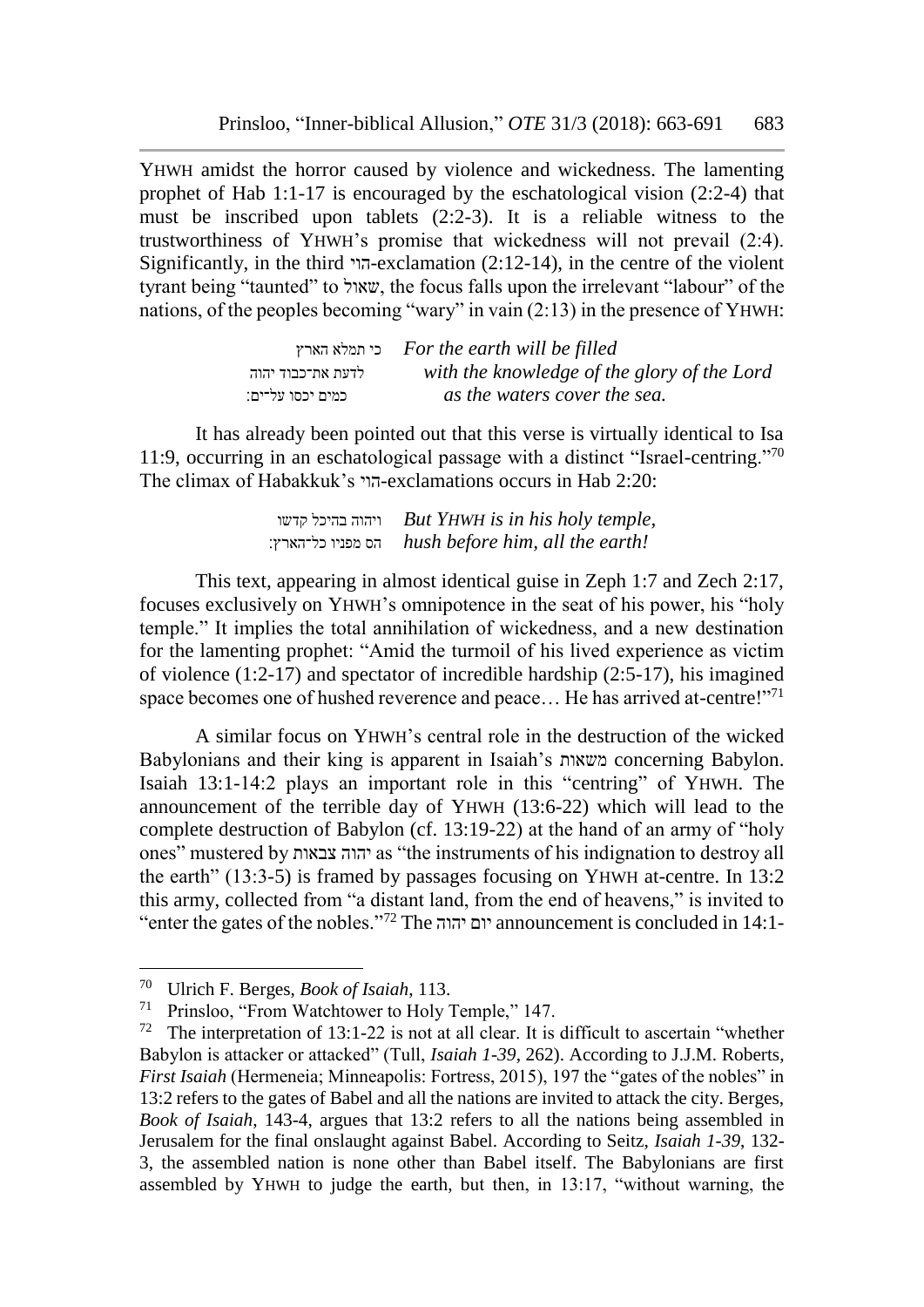YHWH amidst the horror caused by violence and wickedness. The lamenting prophet of Hab 1:1-17 is encouraged by the eschatological vision (2:2-4) that must be inscribed upon tablets (2:2-3). It is a reliable witness to the trustworthiness of YHWH's promise that wickedness will not prevail (2:4). Significantly, in the third הוי-exclamation (2:12-14), in the centre of the violent tyrant being "taunted" to שאול, the focus falls upon the irrelevant "labour" of the nations, of the peoples becoming "wary" in vain (2:13) in the presence of YHWH:

| | |
|---|---|
| כי תמלא הארץ | *For the earth will be filled* |
| לדעת את־כבוד יהוה | *with the knowledge of the glory of the Lord* |
| כמים יכסו על־ים: | *as the waters cover the sea.* |

It has already been pointed out that this verse is virtually identical to Isa 11:9, occurring in an eschatological passage with a distinct "Israel-centring."[70] The climax of Habakkuk's הוי-exclamations occurs in Hab 2:20:

| | |
|---|---|
| ויהוה בהיכל קדשו | *But YHWH is in his holy temple,* |
| הס מפניו כל־הארץ: | *hush before him, all the earth!* |

This text, appearing in almost identical guise in Zeph 1:7 and Zech 2:17, focuses exclusively on YHWH's omnipotence in the seat of his power, his "holy temple." It implies the total annihilation of wickedness, and a new destination for the lamenting prophet: "Amid the turmoil of his lived experience as victim of violence (1:2-17) and spectator of incredible hardship (2:5-17), his imagined space becomes one of hushed reverence and peace… He has arrived at-centre!"[71]

A similar focus on YHWH's central role in the destruction of the wicked Babylonians and their king is apparent in Isaiah's משאות concerning Babylon. Isaiah 13:1-14:2 plays an important role in this "centring" of YHWH. The announcement of the terrible day of YHWH (13:6-22) which will lead to the complete destruction of Babylon (cf. 13:19-22) at the hand of an army of "holy ones" mustered by יהוה צבאות as "the instruments of his indignation to destroy all the earth" (13:3-5) is framed by passages focusing on YHWH at-centre. In 13:2 this army, collected from "a distant land, from the end of heavens," is invited to "enter the gates of the nobles."[72] The יום יהוה announcement is concluded in 14:1-

---

[70] Ulrich F. Berges, *Book of Isaiah*, 113.

[71] Prinsloo, "From Watchtower to Holy Temple," 147.

[72] The interpretation of 13:1-22 is not at all clear. It is difficult to ascertain "whether Babylon is attacker or attacked" (Tull, *Isaiah 1-39*, 262). According to J.J.M. Roberts, *First Isaiah* (Hermeneia; Minneapolis: Fortress, 2015), 197 the "gates of the nobles" in 13:2 refers to the gates of Babel and all the nations are invited to attack the city. Berges, *Book of Isaiah*, 143-4, argues that 13:2 refers to all the nations being assembled in Jerusalem for the final onslaught against Babel. According to Seitz, *Isaiah 1-39*, 132-3, the assembled nation is none other than Babel itself. The Babylonians are first assembled by YHWH to judge the earth, but then, in 13:17, "without warning, the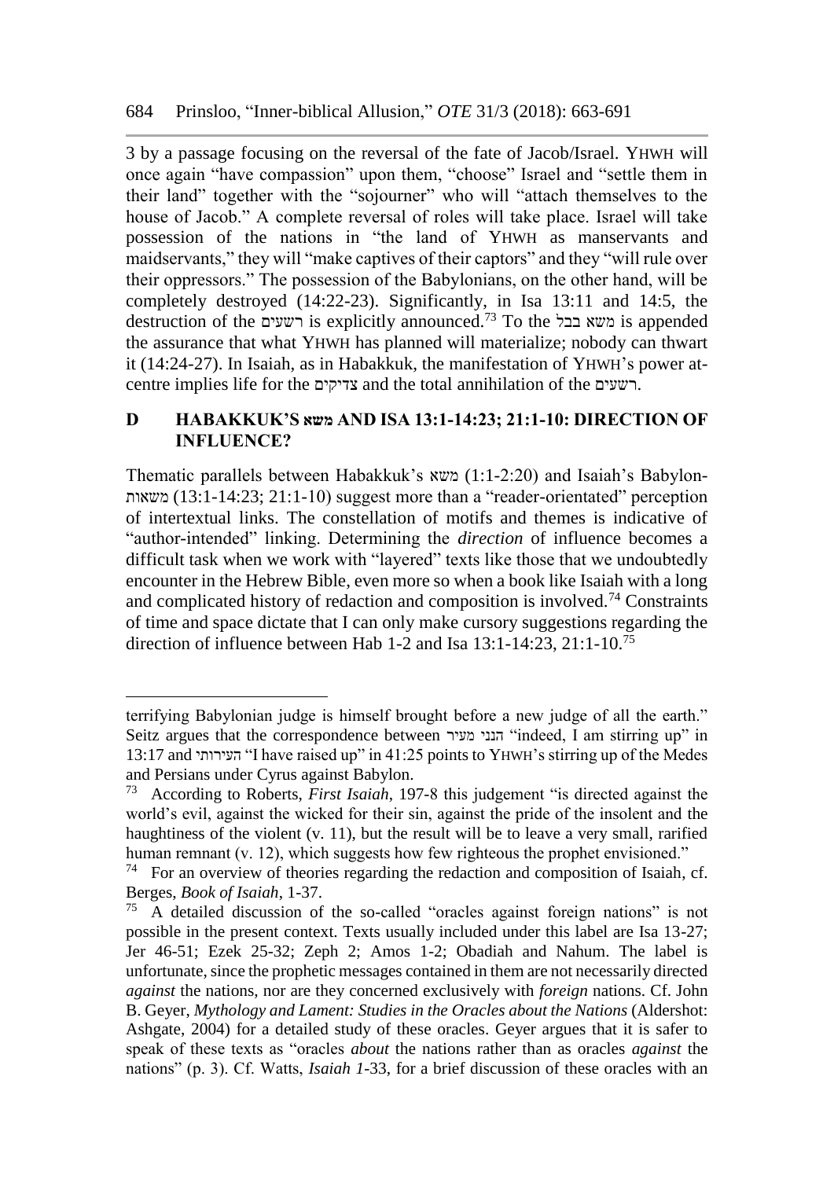3 by a passage focusing on the reversal of the fate of Jacob/Israel. YHWH will once again "have compassion" upon them, "choose" Israel and "settle them in their land" together with the "sojourner" who will "attach themselves to the house of Jacob." A complete reversal of roles will take place. Israel will take possession of the nations in "the land of YHWH as manservants and maidservants," they will "make captives of their captors" and they "will rule over their oppressors." The possession of the Babylonians, on the other hand, will be completely destroyed (14:22-23). Significantly, in Isa 13:11 and 14:5, the destruction of the רשעים is explicitly announced.[73] To the משא בבל is appended the assurance that what YHWH has planned will materialize; nobody can thwart it (14:24-27). In Isaiah, as in Habakkuk, the manifestation of YHWH's power at-centre implies life for the צדיקים and the total annihilation of the רשעים.

## D HABAKKUK'S משא AND ISA 13:1-14:23; 21:1-10: DIRECTION OF INFLUENCE?

Thematic parallels between Habakkuk's משא (1:1-2:20) and Isaiah's Babylon-משאות (13:1-14:23; 21:1-10) suggest more than a "reader-orientated" perception of intertextual links. The constellation of motifs and themes is indicative of "author-intended" linking. Determining the *direction* of influence becomes a difficult task when we work with "layered" texts like those that we undoubtedly encounter in the Hebrew Bible, even more so when a book like Isaiah with a long and complicated history of redaction and composition is involved.[74] Constraints of time and space dictate that I can only make cursory suggestions regarding the direction of influence between Hab 1-2 and Isa 13:1-14:23, 21:1-10.[75]

---

terrifying Babylonian judge is himself brought before a new judge of all the earth." Seitz argues that the correspondence between הנני מעיר "indeed, I am stirring up" in 13:17 and העירותי "I have raised up" in 41:25 points to YHWH's stirring up of the Medes and Persians under Cyrus against Babylon.

[73] According to Roberts, *First Isaiah*, 197-8 this judgement "is directed against the world's evil, against the wicked for their sin, against the pride of the insolent and the haughtiness of the violent (v. 11), but the result will be to leave a very small, rarified human remnant (v. 12), which suggests how few righteous the prophet envisioned."

[74] For an overview of theories regarding the redaction and composition of Isaiah, cf. Berges, *Book of Isaiah*, 1-37.

[75] A detailed discussion of the so-called "oracles against foreign nations" is not possible in the present context. Texts usually included under this label are Isa 13-27; Jer 46-51; Ezek 25-32; Zeph 2; Amos 1-2; Obadiah and Nahum. The label is unfortunate, since the prophetic messages contained in them are not necessarily directed *against* the nations, nor are they concerned exclusively with *foreign* nations. Cf. John B. Geyer, *Mythology and Lament: Studies in the Oracles about the Nations* (Aldershot: Ashgate, 2004) for a detailed study of these oracles. Geyer argues that it is safer to speak of these texts as "oracles *about* the nations rather than as oracles *against* the nations" (p. 3). Cf. Watts, *Isaiah 1-33*, for a brief discussion of these oracles with an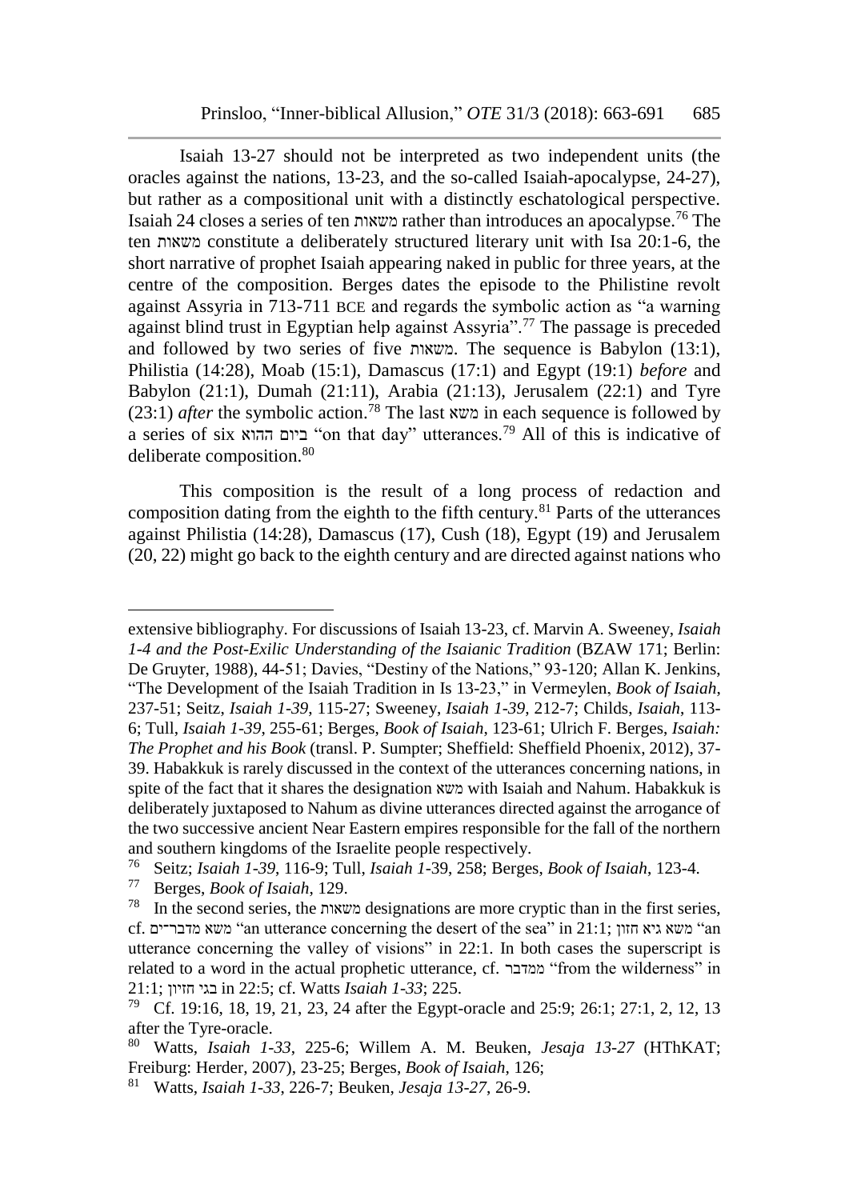Isaiah 13-27 should not be interpreted as two independent units (the oracles against the nations, 13-23, and the so-called Isaiah-apocalypse, 24-27), but rather as a compositional unit with a distinctly eschatological perspective. Isaiah 24 closes a series of ten משאות rather than introduces an apocalypse.[76] The ten משאות constitute a deliberately structured literary unit with Isa 20:1-6, the short narrative of prophet Isaiah appearing naked in public for three years, at the centre of the composition. Berges dates the episode to the Philistine revolt against Assyria in 713-711 BCE and regards the symbolic action as "a warning against blind trust in Egyptian help against Assyria".[77] The passage is preceded and followed by two series of five משאות. The sequence is Babylon (13:1), Philistia (14:28), Moab (15:1), Damascus (17:1) and Egypt (19:1) *before* and Babylon (21:1), Dumah (21:11), Arabia (21:13), Jerusalem (22:1) and Tyre (23:1) *after* the symbolic action.[78] The last משא in each sequence is followed by a series of six ביום ההוא "on that day" utterances.[79] All of this is indicative of deliberate composition.[80]

This composition is the result of a long process of redaction and composition dating from the eighth to the fifth century.[81] Parts of the utterances against Philistia (14:28), Damascus (17), Cush (18), Egypt (19) and Jerusalem (20, 22) might go back to the eighth century and are directed against nations who

---

extensive bibliography. For discussions of Isaiah 13-23, cf. Marvin A. Sweeney, *Isaiah 1-4 and the Post-Exilic Understanding of the Isaianic Tradition* (BZAW 171; Berlin: De Gruyter, 1988), 44-51; Davies, "Destiny of the Nations," 93-120; Allan K. Jenkins, "The Development of the Isaiah Tradition in Is 13-23," in Vermeylen, *Book of Isaiah*, 237-51; Seitz, *Isaiah 1-39*, 115-27; Sweeney, *Isaiah 1-39*, 212-7; Childs, *Isaiah*, 113-6; Tull, *Isaiah 1-39*, 255-61; Berges, *Book of Isaiah*, 123-61; Ulrich F. Berges, *Isaiah: The Prophet and his Book* (transl. P. Sumpter; Sheffield: Sheffield Phoenix, 2012), 37-39. Habakkuk is rarely discussed in the context of the utterances concerning nations, in spite of the fact that it shares the designation משא with Isaiah and Nahum. Habakkuk is deliberately juxtaposed to Nahum as divine utterances directed against the arrogance of the two successive ancient Near Eastern empires responsible for the fall of the northern and southern kingdoms of the Israelite people respectively.

[76] Seitz; *Isaiah 1-39*, 116-9; Tull, *Isaiah 1*-39, 258; Berges, *Book of Isaiah*, 123-4.

[77] Berges, *Book of Isaiah*, 129.

[78] In the second series, the משאות designations are more cryptic than in the first series, cf. משא מדבר־ים "an utterance concerning the desert of the sea" in 21:1; משא גיא חזון "an utterance concerning the valley of visions" in 22:1. In both cases the superscript is related to a word in the actual prophetic utterance, cf. ממדבר "from the wilderness" in 21:1; בגי חזיון in 22:5; cf. Watts *Isaiah 1-33*; 225.

[79] Cf. 19:16, 18, 19, 21, 23, 24 after the Egypt-oracle and 25:9; 26:1; 27:1, 2, 12, 13 after the Tyre-oracle.

[80] Watts, *Isaiah 1-33*, 225-6; Willem A. M. Beuken, *Jesaja 13-27* (HThKAT; Freiburg: Herder, 2007), 23-25; Berges, *Book of Isaiah*, 126;

[81] Watts, *Isaiah 1-33*, 226-7; Beuken, *Jesaja 13-27*, 26-9.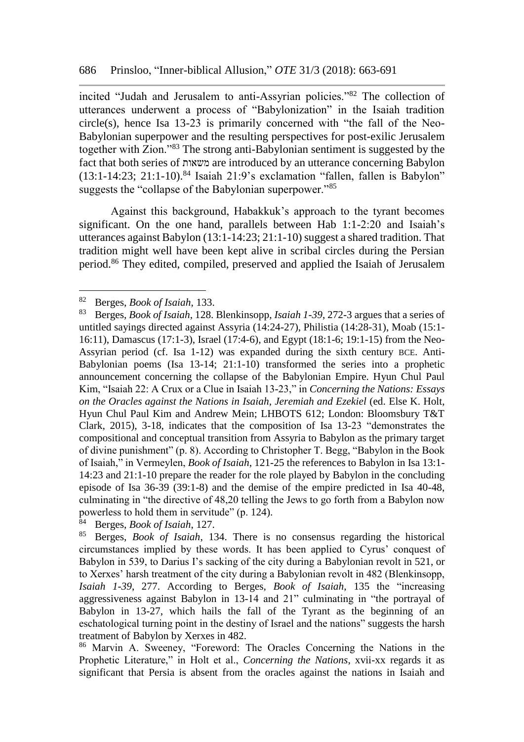incited "Judah and Jerusalem to anti-Assyrian policies."[82] The collection of utterances underwent a process of "Babylonization" in the Isaiah tradition circle(s), hence Isa 13-23 is primarily concerned with "the fall of the Neo-Babylonian superpower and the resulting perspectives for post-exilic Jerusalem together with Zion."[83] The strong anti-Babylonian sentiment is suggested by the fact that both series of משאות are introduced by an utterance concerning Babylon (13:1-14:23; 21:1-10).[84] Isaiah 21:9's exclamation "fallen, fallen is Babylon" suggests the "collapse of the Babylonian superpower."[85]

Against this background, Habakkuk's approach to the tyrant becomes significant. On the one hand, parallels between Hab 1:1-2:20 and Isaiah's utterances against Babylon (13:1-14:23; 21:1-10) suggest a shared tradition. That tradition might well have been kept alive in scribal circles during the Persian period.[86] They edited, compiled, preserved and applied the Isaiah of Jerusalem

---

[82] Berges, *Book of Isaiah*, 133.

[83] Berges, *Book of Isaiah*, 128. Blenkinsopp, *Isaiah 1-39*, 272-3 argues that a series of untitled sayings directed against Assyria (14:24-27), Philistia (14:28-31), Moab (15:1-16:11), Damascus (17:1-3), Israel (17:4-6), and Egypt (18:1-6; 19:1-15) from the Neo-Assyrian period (cf. Isa 1-12) was expanded during the sixth century BCE. Anti-Babylonian poems (Isa 13-14; 21:1-10) transformed the series into a prophetic announcement concerning the collapse of the Babylonian Empire. Hyun Chul Paul Kim, "Isaiah 22: A Crux or a Clue in Isaiah 13-23," in *Concerning the Nations: Essays on the Oracles against the Nations in Isaiah, Jeremiah and Ezekiel* (ed. Else K. Holt, Hyun Chul Paul Kim and Andrew Mein; LHBOTS 612; London: Bloomsbury T&T Clark, 2015), 3-18, indicates that the composition of Isa 13-23 "demonstrates the compositional and conceptual transition from Assyria to Babylon as the primary target of divine punishment" (p. 8). According to Christopher T. Begg, "Babylon in the Book of Isaiah," in Vermeylen, *Book of Isaiah*, 121-25 the references to Babylon in Isa 13:1-14:23 and 21:1-10 prepare the reader for the role played by Babylon in the concluding episode of Isa 36-39 (39:1-8) and the demise of the empire predicted in Isa 40-48, culminating in "the directive of 48,20 telling the Jews to go forth from a Babylon now powerless to hold them in servitude" (p. 124).

[84] Berges, *Book of Isaiah*, 127.

[85] Berges, *Book of Isaiah*, 134. There is no consensus regarding the historical circumstances implied by these words. It has been applied to Cyrus' conquest of Babylon in 539, to Darius I's sacking of the city during a Babylonian revolt in 521, or to Xerxes' harsh treatment of the city during a Babylonian revolt in 482 (Blenkinsopp, *Isaiah 1-39*, 277. According to Berges, *Book of Isaiah*, 135 the "increasing aggressiveness against Babylon in 13-14 and 21" culminating in "the portrayal of Babylon in 13-27, which hails the fall of the Tyrant as the beginning of an eschatological turning point in the destiny of Israel and the nations" suggests the harsh treatment of Babylon by Xerxes in 482.

[86] Marvin A. Sweeney, "Foreword: The Oracles Concerning the Nations in the Prophetic Literature," in Holt et al., *Concerning the Nations*, xvii-xx regards it as significant that Persia is absent from the oracles against the nations in Isaiah and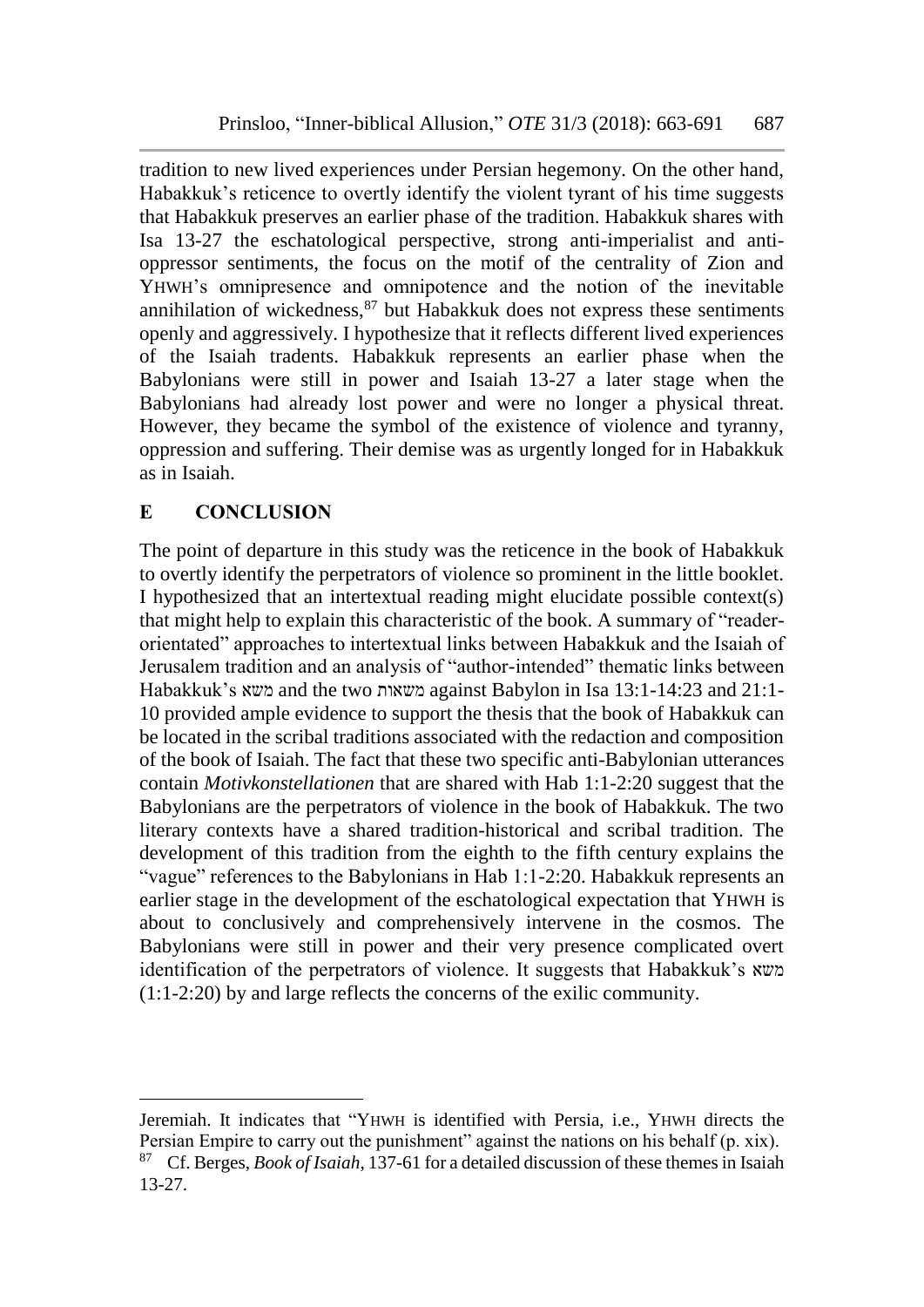tradition to new lived experiences under Persian hegemony. On the other hand, Habakkuk's reticence to overtly identify the violent tyrant of his time suggests that Habakkuk preserves an earlier phase of the tradition. Habakkuk shares with Isa 13-27 the eschatological perspective, strong anti-imperialist and anti-oppressor sentiments, the focus on the motif of the centrality of Zion and YHWH's omnipresence and omnipotence and the notion of the inevitable annihilation of wickedness,[87] but Habakkuk does not express these sentiments openly and aggressively. I hypothesize that it reflects different lived experiences of the Isaiah tradents. Habakkuk represents an earlier phase when the Babylonians were still in power and Isaiah 13-27 a later stage when the Babylonians had already lost power and were no longer a physical threat. However, they became the symbol of the existence of violence and tyranny, oppression and suffering. Their demise was as urgently longed for in Habakkuk as in Isaiah.

## E CONCLUSION

The point of departure in this study was the reticence in the book of Habakkuk to overtly identify the perpetrators of violence so prominent in the little booklet. I hypothesized that an intertextual reading might elucidate possible context(s) that might help to explain this characteristic of the book. A summary of "reader-orientated" approaches to intertextual links between Habakkuk and the Isaiah of Jerusalem tradition and an analysis of "author-intended" thematic links between Habakkuk's משא and the two משאות against Babylon in Isa 13:1-14:23 and 21:1-10 provided ample evidence to support the thesis that the book of Habakkuk can be located in the scribal traditions associated with the redaction and composition of the book of Isaiah. The fact that these two specific anti-Babylonian utterances contain *Motivkonstellationen* that are shared with Hab 1:1-2:20 suggest that the Babylonians are the perpetrators of violence in the book of Habakkuk. The two literary contexts have a shared tradition-historical and scribal tradition. The development of this tradition from the eighth to the fifth century explains the "vague" references to the Babylonians in Hab 1:1-2:20. Habakkuk represents an earlier stage in the development of the eschatological expectation that YHWH is about to conclusively and comprehensively intervene in the cosmos. The Babylonians were still in power and their very presence complicated overt identification of the perpetrators of violence. It suggests that Habakkuk's משא (1:1-2:20) by and large reflects the concerns of the exilic community.

---

Jeremiah. It indicates that "YHWH is identified with Persia, i.e., YHWH directs the Persian Empire to carry out the punishment" against the nations on his behalf (p. xix).

[87] Cf. Berges, *Book of Isaiah*, 137-61 for a detailed discussion of these themes in Isaiah 13-27.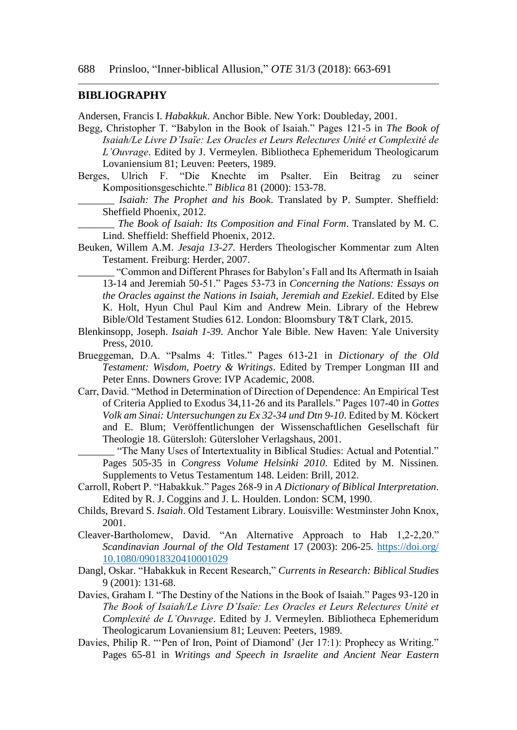## BIBLIOGRAPHY

Andersen, Francis I. *Habakkuk*. Anchor Bible. New York: Doubleday, 2001.

Begg, Christopher T. "Babylon in the Book of Isaiah." Pages 121-5 in *The Book of Isaiah/Le Livre D'Isaïe: Les Oracles et Leurs Relectures Unité et Complexité de L'Ouvrage*. Edited by J. Vermeylen. Bibliotheca Ephemeridum Theologicarum Lovaniensium 81; Leuven: Peeters, 1989.

Berges, Ulrich F. "Die Knechte im Psalter. Ein Beitrag zu seiner Kompositionsgeschichte." *Biblica* 81 (2000): 153-78.

_______ *Isaiah: The Prophet and his Book*. Translated by P. Sumpter. Sheffield: Sheffield Phoenix, 2012.

_______ *The Book of Isaiah: Its Composition and Final Form*. Translated by M. C. Lind. Sheffield: Sheffield Phoenix, 2012.

Beuken, Willem A.M. *Jesaja 13-27*. Herders Theologischer Kommentar zum Alten Testament. Freiburg: Herder, 2007.

_______ "Common and Different Phrases for Babylon's Fall and Its Aftermath in Isaiah 13-14 and Jeremiah 50-51." Pages 53-73 in *Concerning the Nations: Essays on the Oracles against the Nations in Isaiah, Jeremiah and Ezekiel*. Edited by Else K. Holt, Hyun Chul Paul Kim and Andrew Mein. Library of the Hebrew Bible/Old Testament Studies 612. London: Bloomsbury T&T Clark, 2015.

Blenkinsopp, Joseph. *Isaiah 1-39*. Anchor Yale Bible. New Haven: Yale University Press, 2010.

Brueggeman, D.A. "Psalms 4: Titles." Pages 613-21 in *Dictionary of the Old Testament: Wisdom, Poetry & Writings*. Edited by Tremper Longman III and Peter Enns. Downers Grove: IVP Academic, 2008.

Carr, David. "Method in Determination of Direction of Dependence: An Empirical Test of Criteria Applied to Exodus 34,11-26 and its Parallels." Pages 107-40 in *Gottes Volk am Sinai: Untersuchungen zu Ex 32-34 und Dtn 9-10*. Edited by M. Köckert and E. Blum; Veröffentlichungen der Wissenschaftlichen Gesellschaft für Theologie 18. Gütersloh: Gütersloher Verlagshaus, 2001.

_______ "The Many Uses of Intertextuality in Biblical Studies: Actual and Potential." Pages 505-35 in *Congress Volume Helsinki 2010*. Edited by M. Nissinen. Supplements to Vetus Testamentum 148. Leiden: Brill, 2012.

Carroll, Robert P. "Habakkuk." Pages 268-9 in *A Dictionary of Biblical Interpretation*. Edited by R. J. Coggins and J. L. Houlden. London: SCM, 1990.

Childs, Brevard S. *Isaiah*. Old Testament Library. Louisville: Westminster John Knox, 2001.

Cleaver-Bartholomew, David. "An Alternative Approach to Hab 1,2-2,20." *Scandinavian Journal of the Old Testament* 17 (2003): 206-25. https://doi.org/10.1080/09018320410001029

Dangl, Oskar. "Habakkuk in Recent Research," *Currents in Research: Biblical Studies* 9 (2001): 131-68.

Davies, Graham I. "The Destiny of the Nations in the Book of Isaiah." Pages 93-120 in *The Book of Isaiah/Le Livre D'Isaïe: Les Oracles et Leurs Relectures Unité et Complexité de L'Ouvrage*. Edited by J. Vermeylen. Bibliotheca Ephemeridum Theologicarum Lovaniensium 81; Leuven: Peeters, 1989.

Davies, Philip R. "'Pen of Iron, Point of Diamond' (Jer 17:1): Prophecy as Writing." Pages 65-81 in *Writings and Speech in Israelite and Ancient Near Eastern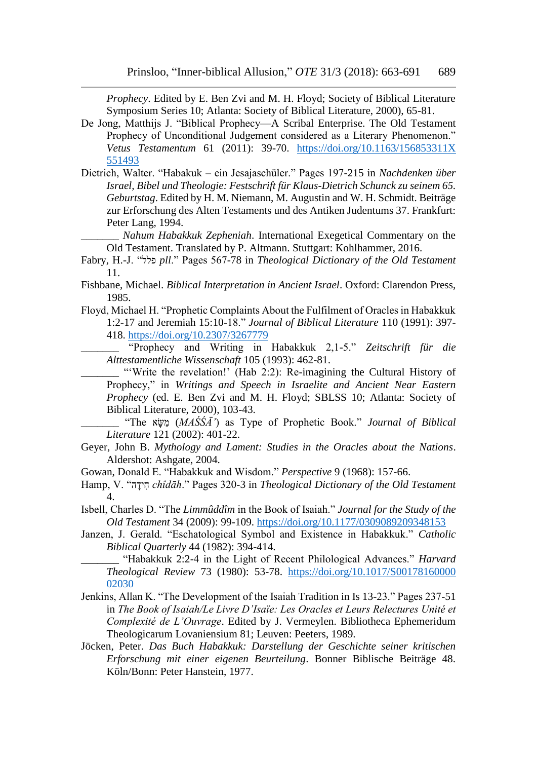*Prophecy*. Edited by E. Ben Zvi and M. H. Floyd; Society of Biblical Literature Symposium Series 10; Atlanta: Society of Biblical Literature, 2000), 65-81.

De Jong, Matthijs J. "Biblical Prophecy—A Scribal Enterprise. The Old Testament Prophecy of Unconditional Judgement considered as a Literary Phenomenon." *Vetus Testamentum* 61 (2011): 39-70. https://doi.org/10.1163/156853311X551493

Dietrich, Walter. "Habakuk – ein Jesajaschüler." Pages 197-215 in *Nachdenken über Israel, Bibel und Theologie: Festschrift für Klaus-Dietrich Schunck zu seinem 65. Geburtstag*. Edited by H. M. Niemann, M. Augustin and W. H. Schmidt. Beiträge zur Erforschung des Alten Testaments und des Antiken Judentums 37. Frankfurt: Peter Lang, 1994.

_______ *Nahum Habakkuk Zepheniah*. International Exegetical Commentary on the Old Testament. Translated by P. Altmann. Stuttgart: Kohlhammer, 2016.

Fabry, H.-J. "פלל *pll*." Pages 567-78 in *Theological Dictionary of the Old Testament* 11.

Fishbane, Michael. *Biblical Interpretation in Ancient Israel*. Oxford: Clarendon Press, 1985.

Floyd, Michael H. "Prophetic Complaints About the Fulfilment of Oracles in Habakkuk 1:2-17 and Jeremiah 15:10-18." *Journal of Biblical Literature* 110 (1991): 397-418. https://doi.org/10.2307/3267779

_______ "Prophecy and Writing in Habakkuk 2,1-5." *Zeitschrift für die Alttestamentliche Wissenschaft* 105 (1993): 462-81.

_______ "'Write the revelation!' (Hab 2:2): Re-imagining the Cultural History of Prophecy," in *Writings and Speech in Israelite and Ancient Near Eastern Prophecy* (ed. E. Ben Zvi and M. H. Floyd; SBLSS 10; Atlanta: Society of Biblical Literature, 2000), 103-43.

_______ "The מַשָּׂא (*MAŚŚĀ'*) as Type of Prophetic Book." *Journal of Biblical Literature* 121 (2002): 401-22.

Geyer, John B. *Mythology and Lament: Studies in the Oracles about the Nations*. Aldershot: Ashgate, 2004.

Gowan, Donald E. "Habakkuk and Wisdom." *Perspective* 9 (1968): 157-66.

Hamp, V. "חִידָה *chîdāh*." Pages 320-3 in *Theological Dictionary of the Old Testament* 4.

Isbell, Charles D. "The *Limmûddîm* in the Book of Isaiah." *Journal for the Study of the Old Testament* 34 (2009): 99-109. https://doi.org/10.1177/0309089209348153

Janzen, J. Gerald. "Eschatological Symbol and Existence in Habakkuk." *Catholic Biblical Quarterly* 44 (1982): 394-414.

_______ "Habakkuk 2:2-4 in the Light of Recent Philological Advances." *Harvard Theological Review* 73 (1980): 53-78. https://doi.org/10.1017/S0017816000002030

Jenkins, Allan K. "The Development of the Isaiah Tradition in Is 13-23." Pages 237-51 in *The Book of Isaiah/Le Livre D'Isaie: Les Oracles et Leurs Relectures Unité et Complexité de L'Ouvrage*. Edited by J. Vermeylen. Bibliotheca Ephemeridum Theologicarum Lovaniensium 81; Leuven: Peeters, 1989.

Jöcken, Peter. *Das Buch Habakkuk: Darstellung der Geschichte seiner kritischen Erforschung mit einer eigenen Beurteilung*. Bonner Biblische Beiträge 48. Köln/Bonn: Peter Hanstein, 1977.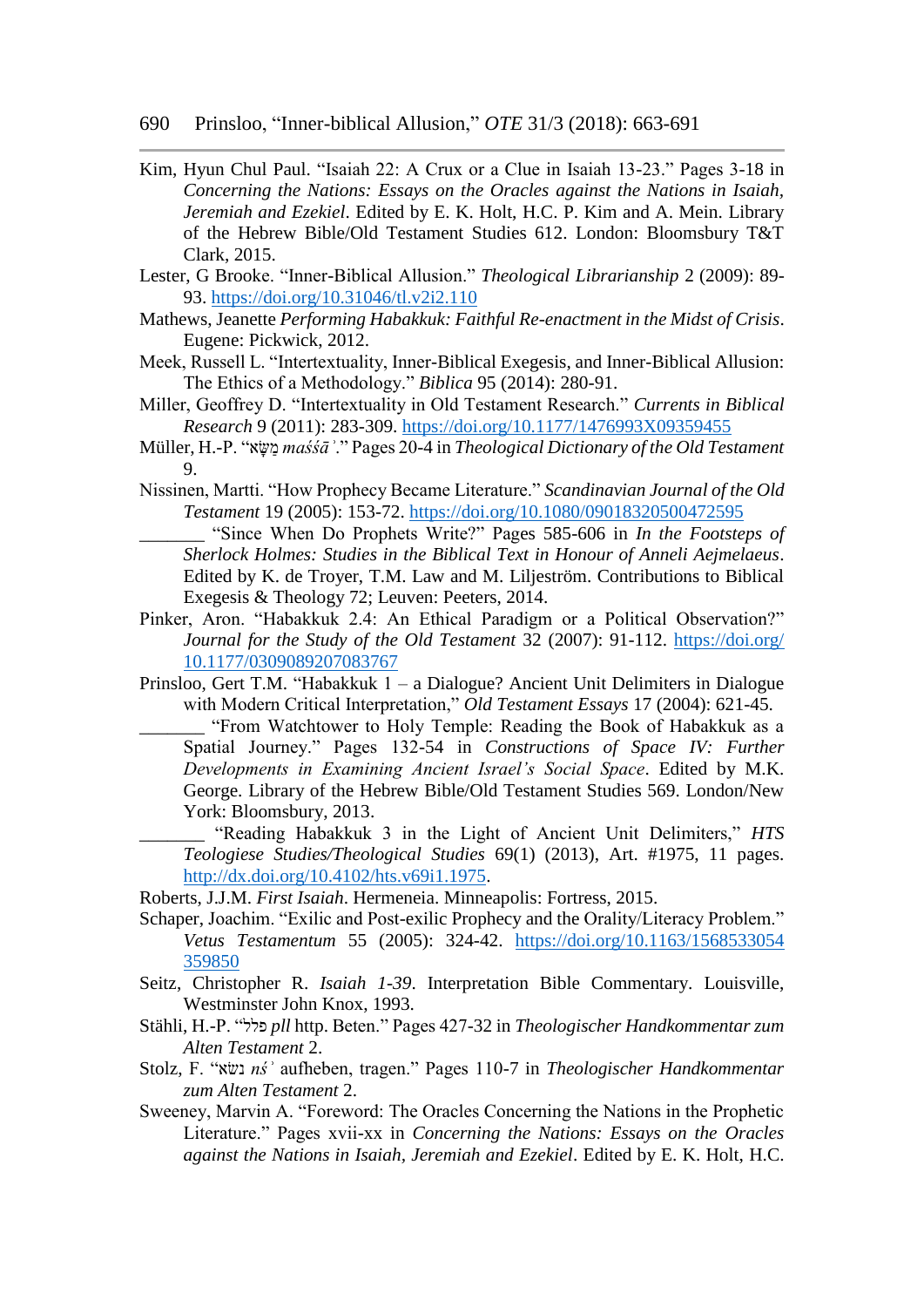Kim, Hyun Chul Paul. “Isaiah 22: A Crux or a Clue in Isaiah 13-23.” Pages 3-18 in *Concerning the Nations: Essays on the Oracles against the Nations in Isaiah, Jeremiah and Ezekiel*. Edited by E. K. Holt, H.C. P. Kim and A. Mein. Library of the Hebrew Bible/Old Testament Studies 612. London: Bloomsbury T&T Clark, 2015.

Lester, G Brooke. “Inner-Biblical Allusion.” *Theological Librarianship* 2 (2009): 89-93. https://doi.org/10.31046/tl.v2i2.110

Mathews, Jeanette *Performing Habakkuk: Faithful Re-enactment in the Midst of Crisis*. Eugene: Pickwick, 2012.

Meek, Russell L. “Intertextuality, Inner-Biblical Exegesis, and Inner-Biblical Allusion: The Ethics of a Methodology.” *Biblica* 95 (2014): 280-91.

Miller, Geoffrey D. “Intertextuality in Old Testament Research.” *Currents in Biblical Research* 9 (2011): 283-309. https://doi.org/10.1177/1476993X09359455

Müller, H.-P. “מַשָּׂא *maśśāʾ*.” Pages 20-4 in *Theological Dictionary of the Old Testament* 9.

Nissinen, Martti. “How Prophecy Became Literature.” *Scandinavian Journal of the Old Testament* 19 (2005): 153-72. https://doi.org/10.1080/09018320500472595

_______ “Since When Do Prophets Write?” Pages 585-606 in *In the Footsteps of Sherlock Holmes: Studies in the Biblical Text in Honour of Anneli Aejmelaeus*. Edited by K. de Troyer, T.M. Law and M. Liljeström. Contributions to Biblical Exegesis & Theology 72; Leuven: Peeters, 2014.

Pinker, Aron. “Habakkuk 2.4: An Ethical Paradigm or a Political Observation?” *Journal for the Study of the Old Testament* 32 (2007): 91-112. https://doi.org/10.1177/0309089207083767

Prinsloo, Gert T.M. “Habakkuk 1 – a Dialogue? Ancient Unit Delimiters in Dialogue with Modern Critical Interpretation,” *Old Testament Essays* 17 (2004): 621-45.

_______ “From Watchtower to Holy Temple: Reading the Book of Habakkuk as a Spatial Journey.” Pages 132-54 in *Constructions of Space IV: Further Developments in Examining Ancient Israel’s Social Space*. Edited by M.K. George. Library of the Hebrew Bible/Old Testament Studies 569. London/New York: Bloomsbury, 2013.

_______ “Reading Habakkuk 3 in the Light of Ancient Unit Delimiters,” *HTS Teologiese Studies/Theological Studies* 69(1) (2013), Art. #1975, 11 pages. http://dx.doi.org/10.4102/hts.v69i1.1975.

Roberts, J.J.M. *First Isaiah*. Hermeneia. Minneapolis: Fortress, 2015.

Schaper, Joachim. “Exilic and Post-exilic Prophecy and the Orality/Literacy Problem.” *Vetus Testamentum* 55 (2005): 324-42. https://doi.org/10.1163/1568533054359850

Seitz, Christopher R. *Isaiah 1-39*. Interpretation Bible Commentary. Louisville, Westminster John Knox, 1993.

Stähli, H.-P. “פלל *pll* http. Beten.” Pages 427-32 in *Theologischer Handkommentar zum Alten Testament* 2.

Stolz, F. “נשׂא *nśʾ* aufheben, tragen.” Pages 110-7 in *Theologischer Handkommentar zum Alten Testament* 2.

Sweeney, Marvin A. “Foreword: The Oracles Concerning the Nations in the Prophetic Literature.” Pages xvii-xx in *Concerning the Nations: Essays on the Oracles against the Nations in Isaiah, Jeremiah and Ezekiel*. Edited by E. K. Holt, H.C.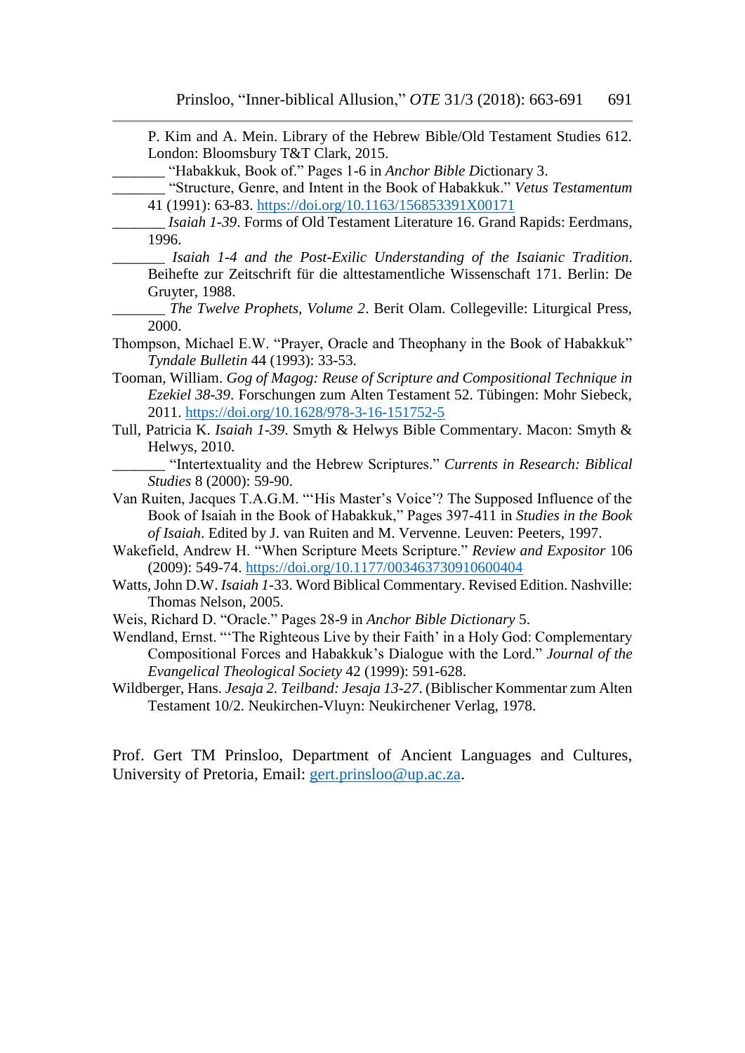P. Kim and A. Mein. Library of the Hebrew Bible/Old Testament Studies 612. London: Bloomsbury T&T Clark, 2015.

_______ "Habakkuk, Book of." Pages 1-6 in *Anchor Bible D*ictionary 3.

_______ "Structure, Genre, and Intent in the Book of Habakkuk." *Vetus Testamentum* 41 (1991): 63-83. https://doi.org/10.1163/156853391X00171

_______ *Isaiah 1-39*. Forms of Old Testament Literature 16. Grand Rapids: Eerdmans, 1996.

_______ *Isaiah 1-4 and the Post-Exilic Understanding of the Isaianic Tradition*. Beihefte zur Zeitschrift für die alttestamentliche Wissenschaft 171. Berlin: De Gruyter, 1988.

_______ *The Twelve Prophets, Volume 2*. Berit Olam. Collegeville: Liturgical Press, 2000.

Thompson, Michael E.W. "Prayer, Oracle and Theophany in the Book of Habakkuk" *Tyndale Bulletin* 44 (1993): 33-53.

Tooman, William. *Gog of Magog: Reuse of Scripture and Compositional Technique in Ezekiel 38-39*. Forschungen zum Alten Testament 52. Tübingen: Mohr Siebeck, 2011. https://doi.org/10.1628/978-3-16-151752-5

Tull, Patricia K. *Isaiah 1-39*. Smyth & Helwys Bible Commentary. Macon: Smyth & Helwys, 2010.

_______ "Intertextuality and the Hebrew Scriptures." *Currents in Research: Biblical Studies* 8 (2000): 59-90.

Van Ruiten, Jacques T.A.G.M. "'His Master's Voice'? The Supposed Influence of the Book of Isaiah in the Book of Habakkuk," Pages 397-411 in *Studies in the Book of Isaiah*. Edited by J. van Ruiten and M. Vervenne. Leuven: Peeters, 1997.

Wakefield, Andrew H. "When Scripture Meets Scripture." *Review and Expositor* 106 (2009): 549-74. https://doi.org/10.1177/003463730910600404

Watts, John D.W. *Isaiah 1*-33. Word Biblical Commentary. Revised Edition. Nashville: Thomas Nelson, 2005.

Weis, Richard D. "Oracle." Pages 28-9 in *Anchor Bible Dictionary* 5.

Wendland, Ernst. "'The Righteous Live by their Faith' in a Holy God: Complementary Compositional Forces and Habakkuk's Dialogue with the Lord." *Journal of the Evangelical Theological Society* 42 (1999): 591-628.

Wildberger, Hans. *Jesaja 2. Teilband: Jesaja 13-27*. (Biblischer Kommentar zum Alten Testament 10/2. Neukirchen-Vluyn: Neukirchener Verlag, 1978.

Prof. Gert TM Prinsloo, Department of Ancient Languages and Cultures, University of Pretoria, Email: gert.prinsloo@up.ac.za.